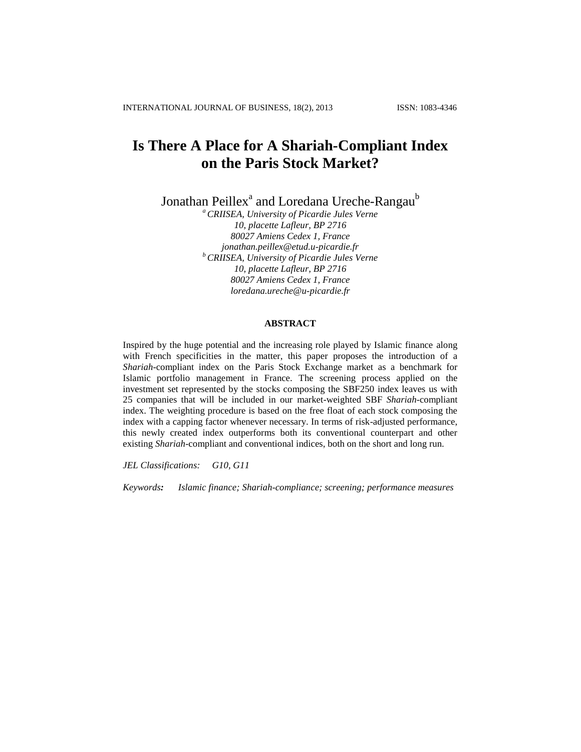# Is There A Place for A Shariah-Compliant Index on the Paris Stock Market?

Jonathan Peillex[a] and Loredana Ureche-Rangau[b]

[a] *CRIISEA, University of Picardie Jules Verne*
*10, placette Lafleur, BP 2716*
*80027 Amiens Cedex 1, France*
*jonathan.peillex@etud.u-picardie.fr*

[b] *CRIISEA, University of Picardie Jules Verne*
*10, placette Lafleur, BP 2716*
*80027 Amiens Cedex 1, France*
*loredana.ureche@u-picardie.fr*

## ABSTRACT

Inspired by the huge potential and the increasing role played by Islamic finance along with French specificities in the matter, this paper proposes the introduction of a *Shariah*-compliant index on the Paris Stock Exchange market as a benchmark for Islamic portfolio management in France. The screening process applied on the investment set represented by the stocks composing the SBF250 index leaves us with 25 companies that will be included in our market-weighted SBF *Shariah*-compliant index. The weighting procedure is based on the free float of each stock composing the index with a capping factor whenever necessary. In terms of risk-adjusted performance, this newly created index outperforms both its conventional counterpart and other existing *Shariah*-compliant and conventional indices, both on the short and long run.

*JEL Classifications:* *G10, G11*

*Keywords:* *Islamic finance; Shariah-compliance; screening; performance measures*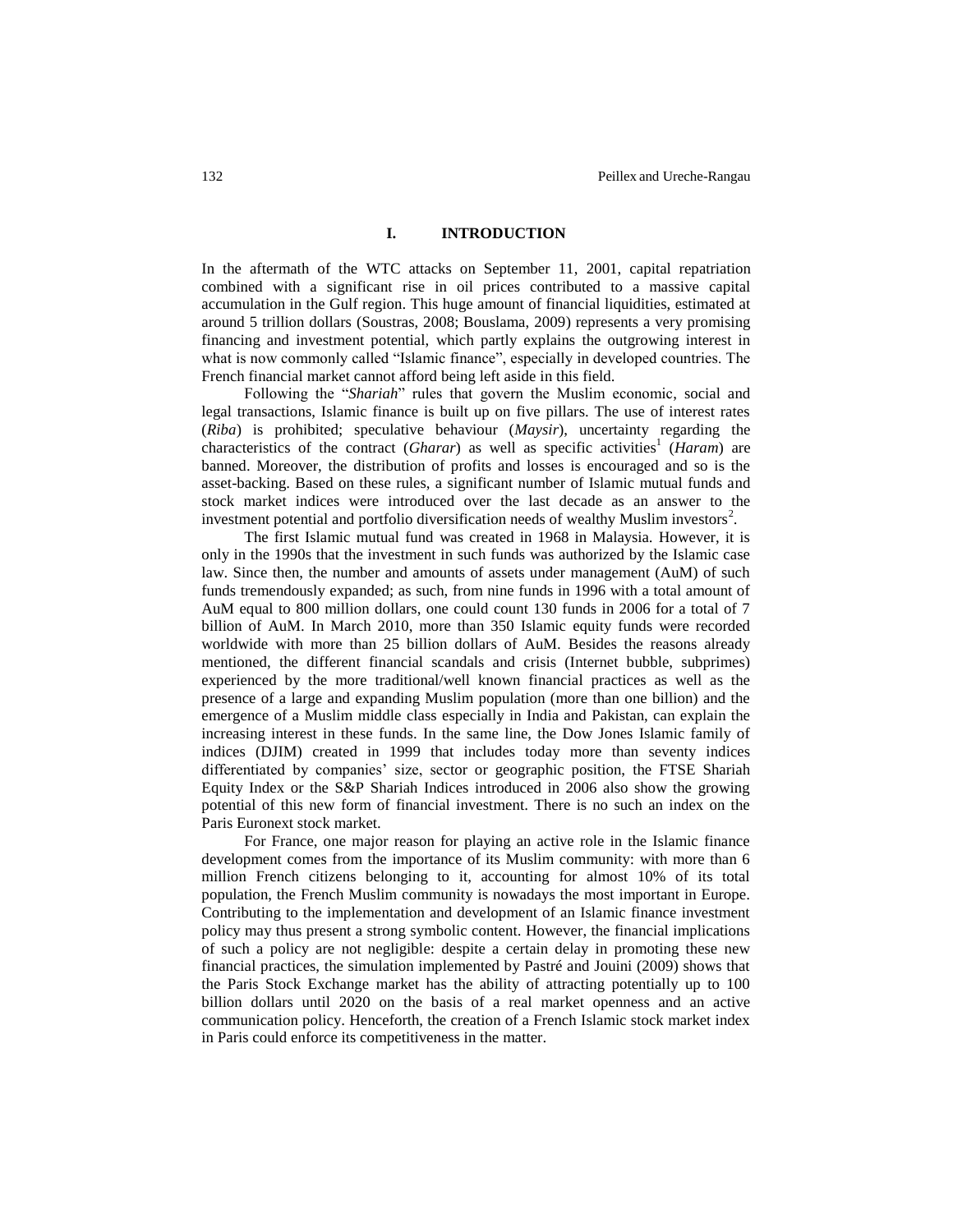## I. INTRODUCTION

In the aftermath of the WTC attacks on September 11, 2001, capital repatriation combined with a significant rise in oil prices contributed to a massive capital accumulation in the Gulf region. This huge amount of financial liquidities, estimated at around 5 trillion dollars (Soustras, 2008; Bouslama, 2009) represents a very promising financing and investment potential, which partly explains the outgrowing interest in what is now commonly called "Islamic finance", especially in developed countries. The French financial market cannot afford being left aside in this field.

Following the "*Shariah*" rules that govern the Muslim economic, social and legal transactions, Islamic finance is built up on five pillars. The use of interest rates (*Riba*) is prohibited; speculative behaviour (*Maysir*), uncertainty regarding the characteristics of the contract (*Gharar*) as well as specific activities[1] (*Haram*) are banned. Moreover, the distribution of profits and losses is encouraged and so is the asset-backing. Based on these rules, a significant number of Islamic mutual funds and stock market indices were introduced over the last decade as an answer to the investment potential and portfolio diversification needs of wealthy Muslim investors[2].

The first Islamic mutual fund was created in 1968 in Malaysia. However, it is only in the 1990s that the investment in such funds was authorized by the Islamic case law. Since then, the number and amounts of assets under management (AuM) of such funds tremendously expanded; as such, from nine funds in 1996 with a total amount of AuM equal to 800 million dollars, one could count 130 funds in 2006 for a total of 7 billion of AuM. In March 2010, more than 350 Islamic equity funds were recorded worldwide with more than 25 billion dollars of AuM. Besides the reasons already mentioned, the different financial scandals and crisis (Internet bubble, subprimes) experienced by the more traditional/well known financial practices as well as the presence of a large and expanding Muslim population (more than one billion) and the emergence of a Muslim middle class especially in India and Pakistan, can explain the increasing interest in these funds. In the same line, the Dow Jones Islamic family of indices (DJIM) created in 1999 that includes today more than seventy indices differentiated by companies' size, sector or geographic position, the FTSE Shariah Equity Index or the S&P Shariah Indices introduced in 2006 also show the growing potential of this new form of financial investment. There is no such an index on the Paris Euronext stock market.

For France, one major reason for playing an active role in the Islamic finance development comes from the importance of its Muslim community: with more than 6 million French citizens belonging to it, accounting for almost 10% of its total population, the French Muslim community is nowadays the most important in Europe. Contributing to the implementation and development of an Islamic finance investment policy may thus present a strong symbolic content. However, the financial implications of such a policy are not negligible: despite a certain delay in promoting these new financial practices, the simulation implemented by Pastré and Jouini (2009) shows that the Paris Stock Exchange market has the ability of attracting potentially up to 100 billion dollars until 2020 on the basis of a real market openness and an active communication policy. Henceforth, the creation of a French Islamic stock market index in Paris could enforce its competitiveness in the matter.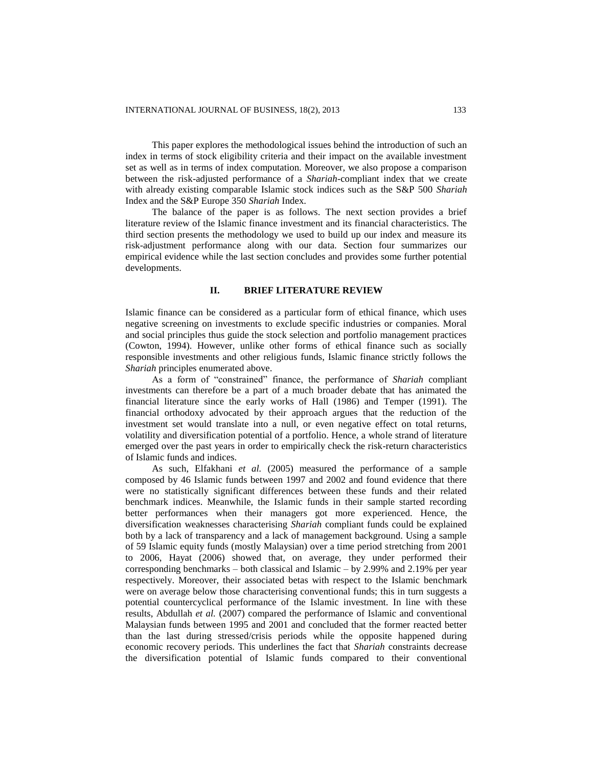This paper explores the methodological issues behind the introduction of such an index in terms of stock eligibility criteria and their impact on the available investment set as well as in terms of index computation. Moreover, we also propose a comparison between the risk-adjusted performance of a *Shariah*-compliant index that we create with already existing comparable Islamic stock indices such as the S&P 500 *Shariah* Index and the S&P Europe 350 *Shariah* Index.

The balance of the paper is as follows. The next section provides a brief literature review of the Islamic finance investment and its financial characteristics. The third section presents the methodology we used to build up our index and measure its risk-adjustment performance along with our data. Section four summarizes our empirical evidence while the last section concludes and provides some further potential developments.

## II. BRIEF LITERATURE REVIEW

Islamic finance can be considered as a particular form of ethical finance, which uses negative screening on investments to exclude specific industries or companies. Moral and social principles thus guide the stock selection and portfolio management practices (Cowton, 1994). However, unlike other forms of ethical finance such as socially responsible investments and other religious funds, Islamic finance strictly follows the *Shariah* principles enumerated above.

As a form of "constrained" finance, the performance of *Shariah* compliant investments can therefore be a part of a much broader debate that has animated the financial literature since the early works of Hall (1986) and Temper (1991). The financial orthodoxy advocated by their approach argues that the reduction of the investment set would translate into a null, or even negative effect on total returns, volatility and diversification potential of a portfolio. Hence, a whole strand of literature emerged over the past years in order to empirically check the risk-return characteristics of Islamic funds and indices.

As such, Elfakhani *et al.* (2005) measured the performance of a sample composed by 46 Islamic funds between 1997 and 2002 and found evidence that there were no statistically significant differences between these funds and their related benchmark indices. Meanwhile, the Islamic funds in their sample started recording better performances when their managers got more experienced. Hence, the diversification weaknesses characterising *Shariah* compliant funds could be explained both by a lack of transparency and a lack of management background. Using a sample of 59 Islamic equity funds (mostly Malaysian) over a time period stretching from 2001 to 2006, Hayat (2006) showed that, on average, they under performed their corresponding benchmarks – both classical and Islamic – by 2.99% and 2.19% per year respectively. Moreover, their associated betas with respect to the Islamic benchmark were on average below those characterising conventional funds; this in turn suggests a potential countercyclical performance of the Islamic investment. In line with these results, Abdullah *et al.* (2007) compared the performance of Islamic and conventional Malaysian funds between 1995 and 2001 and concluded that the former reacted better than the last during stressed/crisis periods while the opposite happened during economic recovery periods. This underlines the fact that *Shariah* constraints decrease the diversification potential of Islamic funds compared to their conventional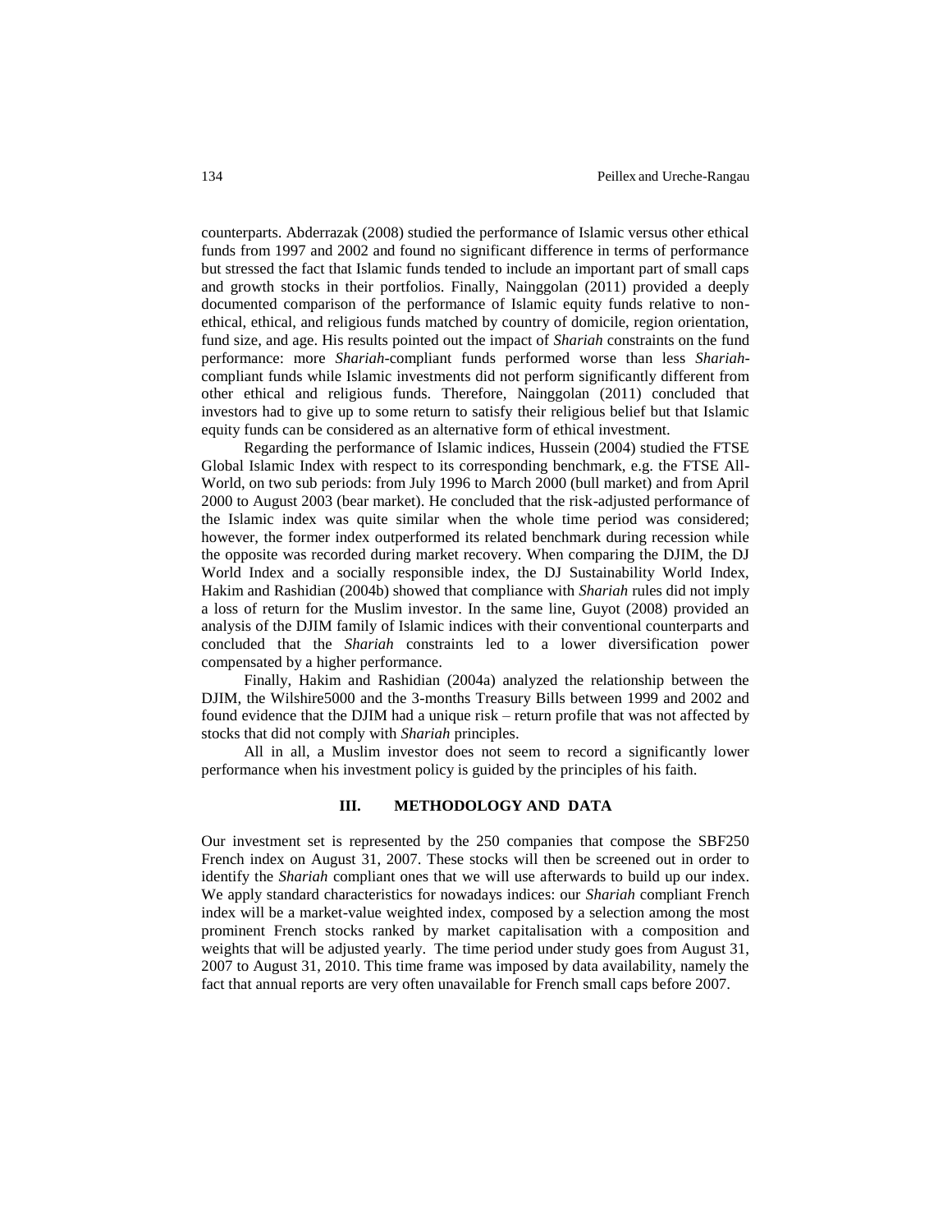counterparts. Abderrazak (2008) studied the performance of Islamic versus other ethical funds from 1997 and 2002 and found no significant difference in terms of performance but stressed the fact that Islamic funds tended to include an important part of small caps and growth stocks in their portfolios. Finally, Nainggolan (2011) provided a deeply documented comparison of the performance of Islamic equity funds relative to non-ethical, ethical, and religious funds matched by country of domicile, region orientation, fund size, and age. His results pointed out the impact of *Shariah* constraints on the fund performance: more *Shariah*-compliant funds performed worse than less *Shariah*-compliant funds while Islamic investments did not perform significantly different from other ethical and religious funds. Therefore, Nainggolan (2011) concluded that investors had to give up to some return to satisfy their religious belief but that Islamic equity funds can be considered as an alternative form of ethical investment.

Regarding the performance of Islamic indices, Hussein (2004) studied the FTSE Global Islamic Index with respect to its corresponding benchmark, e.g. the FTSE All-World, on two sub periods: from July 1996 to March 2000 (bull market) and from April 2000 to August 2003 (bear market). He concluded that the risk-adjusted performance of the Islamic index was quite similar when the whole time period was considered; however, the former index outperformed its related benchmark during recession while the opposite was recorded during market recovery. When comparing the DJIM, the DJ World Index and a socially responsible index, the DJ Sustainability World Index, Hakim and Rashidian (2004b) showed that compliance with *Shariah* rules did not imply a loss of return for the Muslim investor. In the same line, Guyot (2008) provided an analysis of the DJIM family of Islamic indices with their conventional counterparts and concluded that the *Shariah* constraints led to a lower diversification power compensated by a higher performance.

Finally, Hakim and Rashidian (2004a) analyzed the relationship between the DJIM, the Wilshire5000 and the 3-months Treasury Bills between 1999 and 2002 and found evidence that the DJIM had a unique risk – return profile that was not affected by stocks that did not comply with *Shariah* principles.

All in all, a Muslim investor does not seem to record a significantly lower performance when his investment policy is guided by the principles of his faith.

## III. METHODOLOGY AND DATA

Our investment set is represented by the 250 companies that compose the SBF250 French index on August 31, 2007. These stocks will then be screened out in order to identify the *Shariah* compliant ones that we will use afterwards to build up our index. We apply standard characteristics for nowadays indices: our *Shariah* compliant French index will be a market-value weighted index, composed by a selection among the most prominent French stocks ranked by market capitalisation with a composition and weights that will be adjusted yearly. The time period under study goes from August 31, 2007 to August 31, 2010. This time frame was imposed by data availability, namely the fact that annual reports are very often unavailable for French small caps before 2007.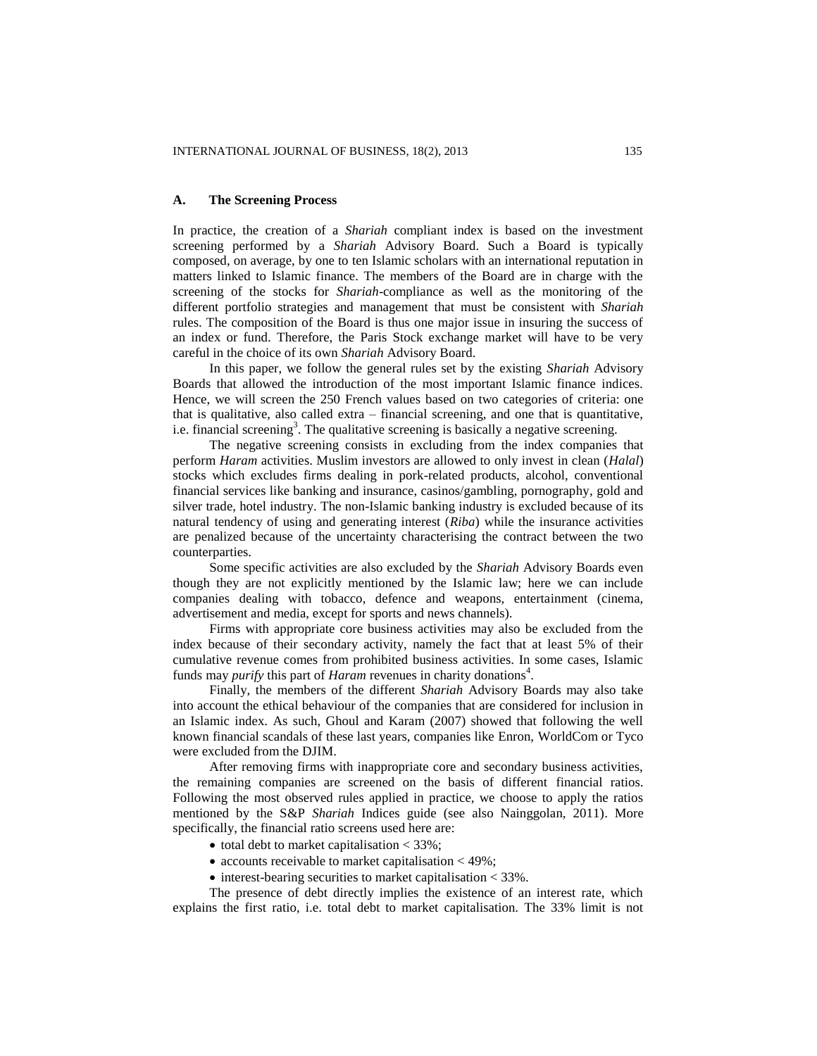### A. The Screening Process

In practice, the creation of a *Shariah* compliant index is based on the investment screening performed by a *Shariah* Advisory Board. Such a Board is typically composed, on average, by one to ten Islamic scholars with an international reputation in matters linked to Islamic finance. The members of the Board are in charge with the screening of the stocks for *Shariah*-compliance as well as the monitoring of the different portfolio strategies and management that must be consistent with *Shariah* rules. The composition of the Board is thus one major issue in insuring the success of an index or fund. Therefore, the Paris Stock exchange market will have to be very careful in the choice of its own *Shariah* Advisory Board.

In this paper, we follow the general rules set by the existing *Shariah* Advisory Boards that allowed the introduction of the most important Islamic finance indices. Hence, we will screen the 250 French values based on two categories of criteria: one that is qualitative, also called extra – financial screening, and one that is quantitative, i.e. financial screening[3]. The qualitative screening is basically a negative screening.

The negative screening consists in excluding from the index companies that perform *Haram* activities. Muslim investors are allowed to only invest in clean (*Halal*) stocks which excludes firms dealing in pork-related products, alcohol, conventional financial services like banking and insurance, casinos/gambling, pornography, gold and silver trade, hotel industry. The non-Islamic banking industry is excluded because of its natural tendency of using and generating interest (*Riba*) while the insurance activities are penalized because of the uncertainty characterising the contract between the two counterparties.

Some specific activities are also excluded by the *Shariah* Advisory Boards even though they are not explicitly mentioned by the Islamic law; here we can include companies dealing with tobacco, defence and weapons, entertainment (cinema, advertisement and media, except for sports and news channels).

Firms with appropriate core business activities may also be excluded from the index because of their secondary activity, namely the fact that at least 5% of their cumulative revenue comes from prohibited business activities. In some cases, Islamic funds may *purify* this part of *Haram* revenues in charity donations[4].

Finally, the members of the different *Shariah* Advisory Boards may also take into account the ethical behaviour of the companies that are considered for inclusion in an Islamic index. As such, Ghoul and Karam (2007) showed that following the well known financial scandals of these last years, companies like Enron, WorldCom or Tyco were excluded from the DJIM.

After removing firms with inappropriate core and secondary business activities, the remaining companies are screened on the basis of different financial ratios. Following the most observed rules applied in practice, we choose to apply the ratios mentioned by the S&P *Shariah* Indices guide (see also Nainggolan, 2011). More specifically, the financial ratio screens used here are:

- total debt to market capitalisation < 33%;
- accounts receivable to market capitalisation < 49%;
- interest-bearing securities to market capitalisation < 33%.

The presence of debt directly implies the existence of an interest rate, which explains the first ratio, i.e. total debt to market capitalisation. The 33% limit is not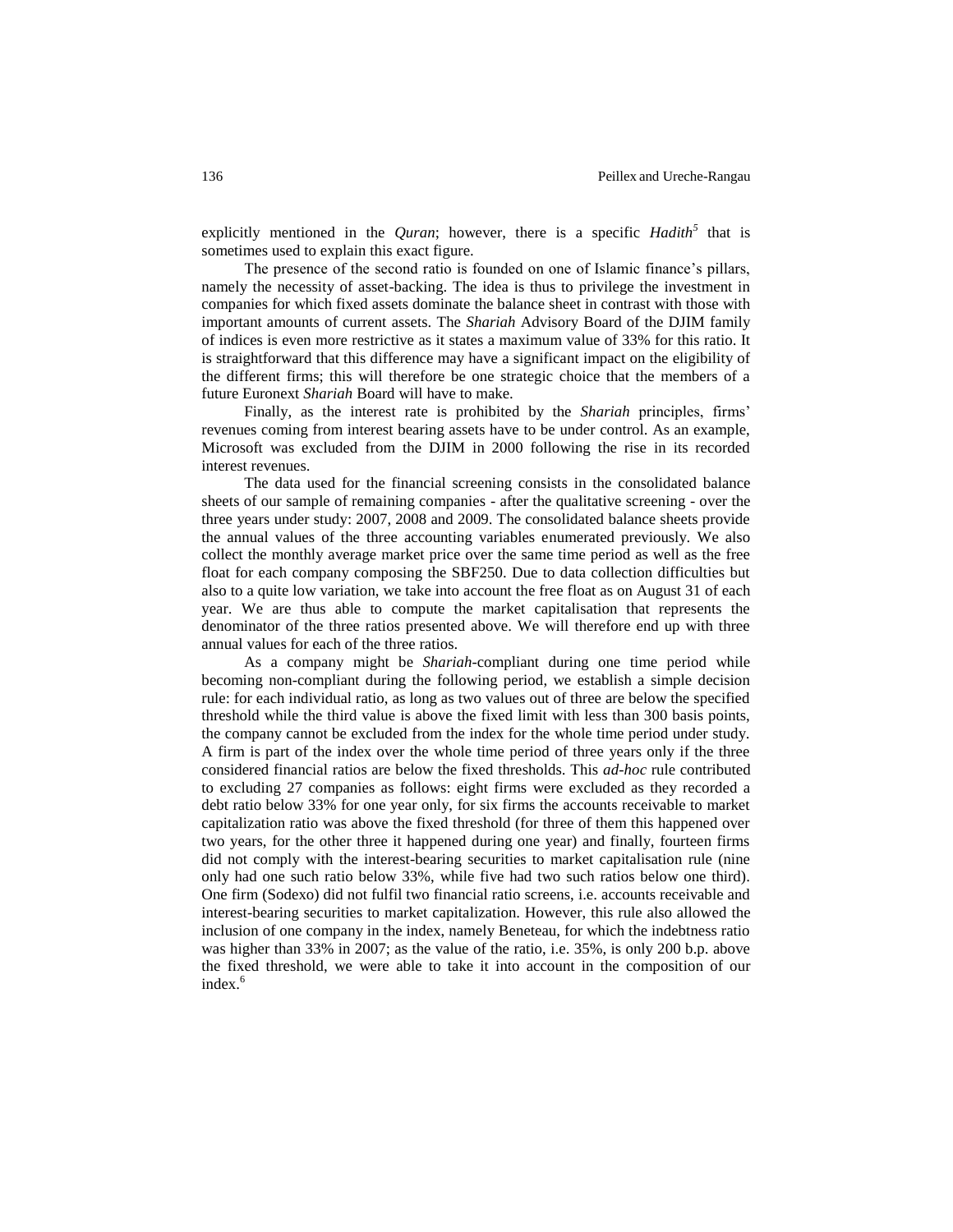explicitly mentioned in the *Quran*; however, there is a specific *Hadith*[5] that is sometimes used to explain this exact figure.

The presence of the second ratio is founded on one of Islamic finance's pillars, namely the necessity of asset-backing. The idea is thus to privilege the investment in companies for which fixed assets dominate the balance sheet in contrast with those with important amounts of current assets. The *Shariah* Advisory Board of the DJIM family of indices is even more restrictive as it states a maximum value of 33% for this ratio. It is straightforward that this difference may have a significant impact on the eligibility of the different firms; this will therefore be one strategic choice that the members of a future Euronext *Shariah* Board will have to make.

Finally, as the interest rate is prohibited by the *Shariah* principles, firms' revenues coming from interest bearing assets have to be under control. As an example, Microsoft was excluded from the DJIM in 2000 following the rise in its recorded interest revenues.

The data used for the financial screening consists in the consolidated balance sheets of our sample of remaining companies - after the qualitative screening - over the three years under study: 2007, 2008 and 2009. The consolidated balance sheets provide the annual values of the three accounting variables enumerated previously. We also collect the monthly average market price over the same time period as well as the free float for each company composing the SBF250. Due to data collection difficulties but also to a quite low variation, we take into account the free float as on August 31 of each year. We are thus able to compute the market capitalisation that represents the denominator of the three ratios presented above. We will therefore end up with three annual values for each of the three ratios.

As a company might be *Shariah*-compliant during one time period while becoming non-compliant during the following period, we establish a simple decision rule: for each individual ratio, as long as two values out of three are below the specified threshold while the third value is above the fixed limit with less than 300 basis points, the company cannot be excluded from the index for the whole time period under study. A firm is part of the index over the whole time period of three years only if the three considered financial ratios are below the fixed thresholds. This *ad-hoc* rule contributed to excluding 27 companies as follows: eight firms were excluded as they recorded a debt ratio below 33% for one year only, for six firms the accounts receivable to market capitalization ratio was above the fixed threshold (for three of them this happened over two years, for the other three it happened during one year) and finally, fourteen firms did not comply with the interest-bearing securities to market capitalisation rule (nine only had one such ratio below 33%, while five had two such ratios below one third). One firm (Sodexo) did not fulfil two financial ratio screens, i.e. accounts receivable and interest-bearing securities to market capitalization. However, this rule also allowed the inclusion of one company in the index, namely Beneteau, for which the indebtness ratio was higher than 33% in 2007; as the value of the ratio, i.e. 35%, is only 200 b.p. above the fixed threshold, we were able to take it into account in the composition of our index.[6]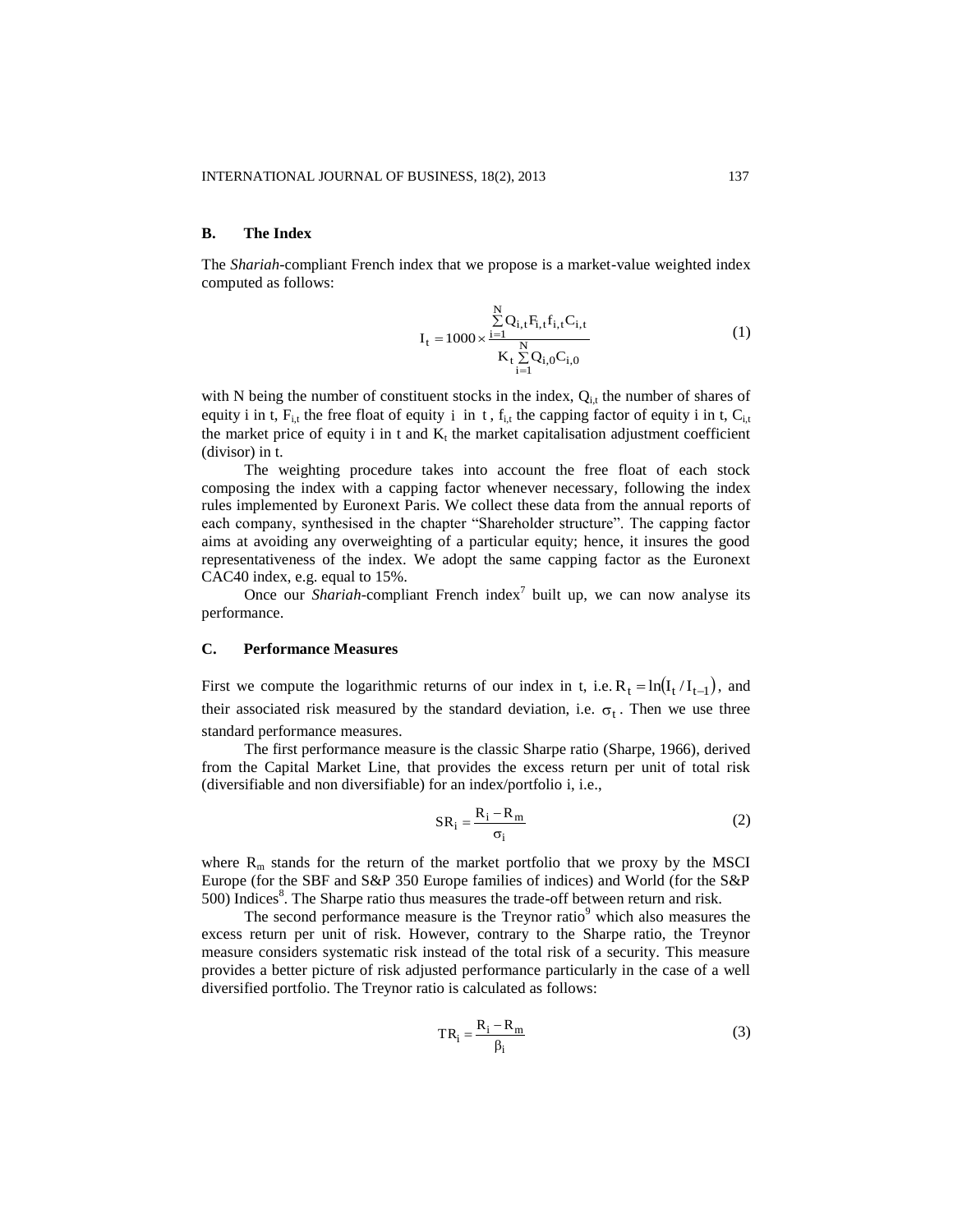### B. The Index

The *Shariah*-compliant French index that we propose is a market-value weighted index computed as follows:

$$I_t = 1000 \times \frac{\sum_{i=1}^{N} Q_{i,t} F_{i,t} f_{i,t} C_{i,t}}{K_t \sum_{i=1}^{N} Q_{i,0} C_{i,0}} \tag{1}$$

with N being the number of constituent stocks in the index, $Q_{i,t}$ the number of shares of equity i in t, $F_{i,t}$ the free float of equity i in t, $f_{i,t}$ the capping factor of equity i in t, $C_{i,t}$ the market price of equity i in t and $K_t$ the market capitalisation adjustment coefficient (divisor) in t.

The weighting procedure takes into account the free float of each stock composing the index with a capping factor whenever necessary, following the index rules implemented by Euronext Paris. We collect these data from the annual reports of each company, synthesised in the chapter "Shareholder structure". The capping factor aims at avoiding any overweighting of a particular equity; hence, it insures the good representativeness of the index. We adopt the same capping factor as the Euronext CAC40 index, e.g. equal to 15%.

Once our *Shariah*-compliant French index[7] built up, we can now analyse its performance.

### C. Performance Measures

First we compute the logarithmic returns of our index in t, i.e. $R_t = \ln(I_t / I_{t-1})$, and their associated risk measured by the standard deviation, i.e. $\sigma_t$. Then we use three standard performance measures.

The first performance measure is the classic Sharpe ratio (Sharpe, 1966), derived from the Capital Market Line, that provides the excess return per unit of total risk (diversifiable and non diversifiable) for an index/portfolio i, i.e.,

$$SR_i = \frac{R_i - R_m}{\sigma_i} \tag{2}$$

where $R_m$ stands for the return of the market portfolio that we proxy by the MSCI Europe (for the SBF and S&P 350 Europe families of indices) and World (for the S&P 500) Indices[8]. The Sharpe ratio thus measures the trade-off between return and risk.

The second performance measure is the Treynor ratio[9] which also measures the excess return per unit of risk. However, contrary to the Sharpe ratio, the Treynor measure considers systematic risk instead of the total risk of a security. This measure provides a better picture of risk adjusted performance particularly in the case of a well diversified portfolio. The Treynor ratio is calculated as follows:

$$TR_i = \frac{R_i - R_m}{\beta_i} \tag{3}$$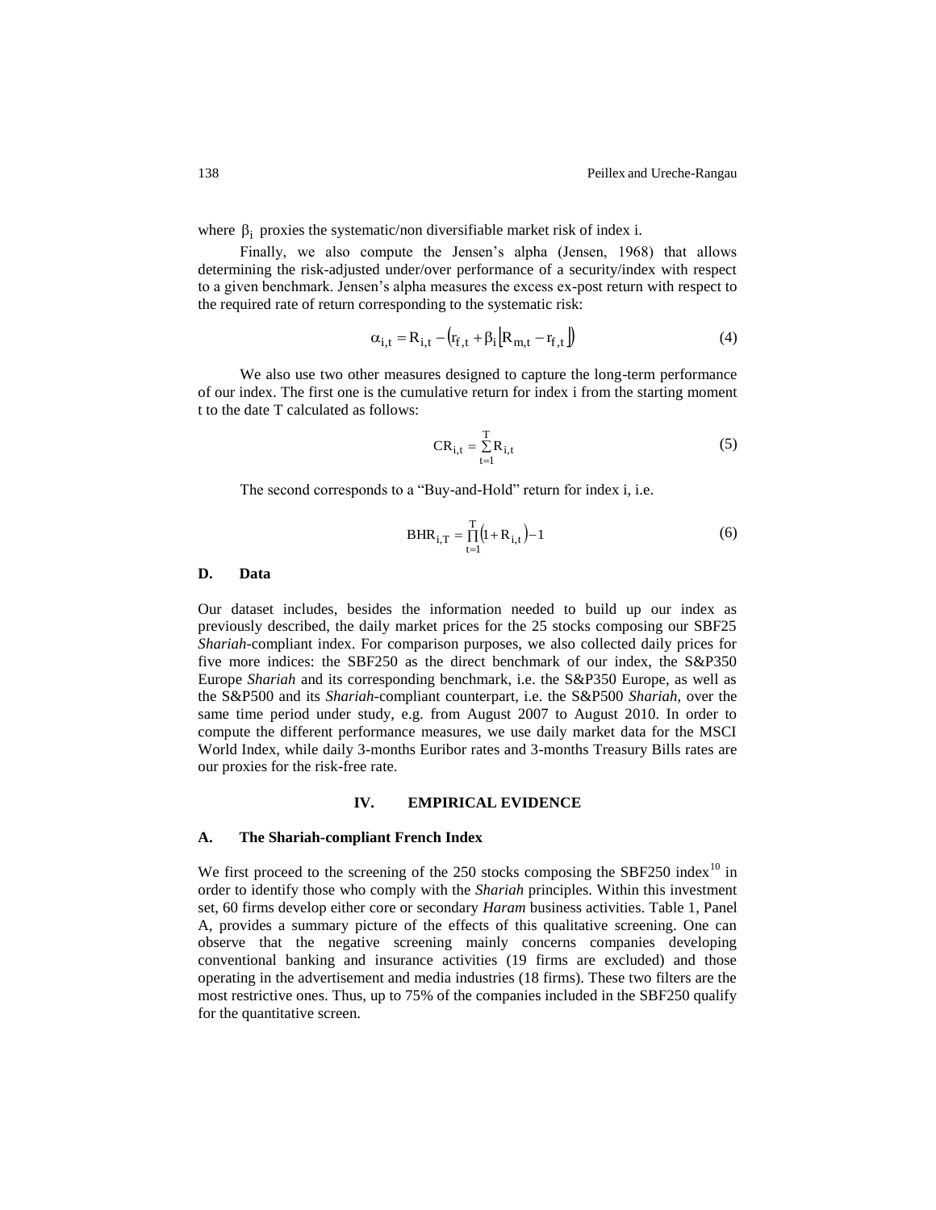where $\beta_i$ proxies the systematic/non diversifiable market risk of index i.

Finally, we also compute the Jensen's alpha (Jensen, 1968) that allows determining the risk-adjusted under/over performance of a security/index with respect to a given benchmark. Jensen's alpha measures the excess ex-post return with respect to the required rate of return corresponding to the systematic risk:

$$\alpha_{i,t} = R_{i,t} - \left(r_{f,t} + \beta_i \left[R_{m,t} - r_{f,t}\right]\right) \tag{4}$$

We also use two other measures designed to capture the long-term performance of our index. The first one is the cumulative return for index i from the starting moment t to the date T calculated as follows:

$$CR_{i,t} = \sum_{t=1}^{T} R_{i,t} \tag{5}$$

The second corresponds to a "Buy-and-Hold" return for index i, i.e.

$$BHR_{i,T} = \prod_{t=1}^{T} \left(1 + R_{i,t}\right) - 1 \tag{6}$$

### D. Data

Our dataset includes, besides the information needed to build up our index as previously described, the daily market prices for the 25 stocks composing our SBF25 *Shariah*-compliant index. For comparison purposes, we also collected daily prices for five more indices: the SBF250 as the direct benchmark of our index, the S&P350 Europe *Shariah* and its corresponding benchmark, i.e. the S&P350 Europe, as well as the S&P500 and its *Shariah*-compliant counterpart, i.e. the S&P500 *Shariah*, over the same time period under study, e.g. from August 2007 to August 2010. In order to compute the different performance measures, we use daily market data for the MSCI World Index, while daily 3-months Euribor rates and 3-months Treasury Bills rates are our proxies for the risk-free rate.

## IV. EMPIRICAL EVIDENCE

### A. The Shariah-compliant French Index

We first proceed to the screening of the 250 stocks composing the SBF250 index[10] in order to identify those who comply with the *Shariah* principles. Within this investment set, 60 firms develop either core or secondary *Haram* business activities. Table 1, Panel A, provides a summary picture of the effects of this qualitative screening. One can observe that the negative screening mainly concerns companies developing conventional banking and insurance activities (19 firms are excluded) and those operating in the advertisement and media industries (18 firms). These two filters are the most restrictive ones. Thus, up to 75% of the companies included in the SBF250 qualify for the quantitative screen.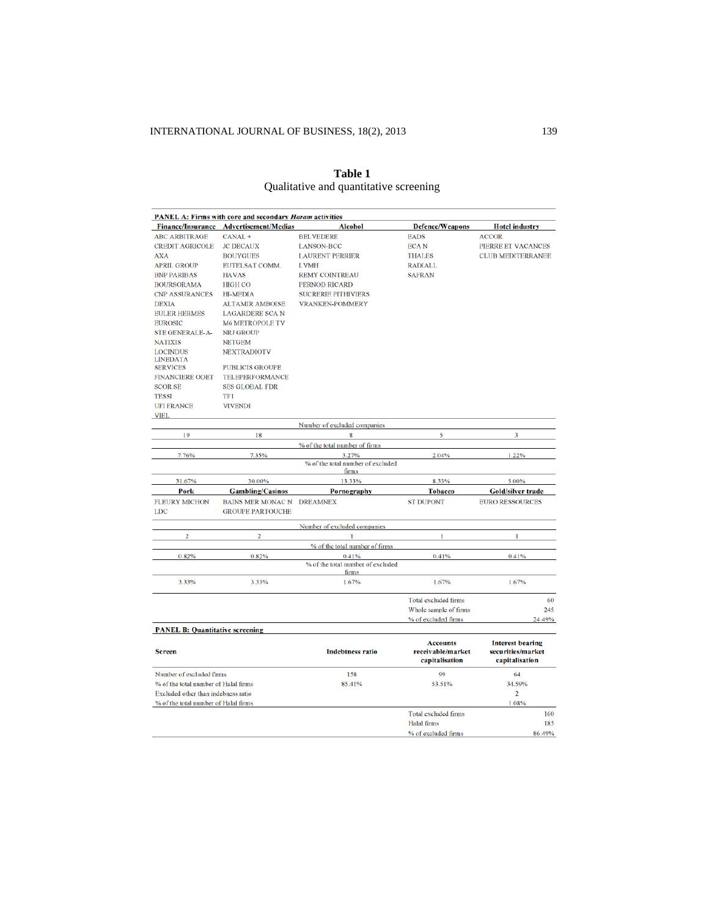**Table 1**
Qualitative and quantitative screening

**PANEL A: Firms with core and secondary *Haram* activities**

| Finance/Insurance | Advertisement/Medias | Alcohol | Defence/Weapons | Hotel industry |
|---|---|---|---|---|
| ABC ARBITRAGE | CANAL + | BELVEDERE | EADS | ACCOR |
| CREDIT AGRICOLE | JC DECAUX | LANSON-BCC | ECA N | PIERRE ET VACANCES |
| AXA | BOUYGUES | LAURENT PERRIER | THALES | CLUB MEDITERRANEE |
| APRIL GROUP | EUTELSAT COMM. | LVMH | RADIALL | |
| BNP PARIBAS | HAVAS | REMY COINTREAU | SAFRAN | |
| BOURSORAMA | HIGH CO | PERNOD RICARD | | |
| CNP ASSURANCES | HI-MEDIA | SUCRERIE PITHIVIERS | | |
| DEXIA | ALTAMIR AMBOISE | VRANKEN-POMMERY | | |
| EULER HERMES | LAGARDERE SCA N | | | |
| EUROSIC | M6 METROPOLE TV | | | |
| STE GENERALE-A- | NRJ GROUP | | | |
| NATIXIS | NETGEM | | | |
| LOCINDUS | NEXTRADIOTV | | | |
| LINEDATA SERVICES | PUBLICIS GROUPE | | | |
| FINANCIERE ODET | TELEPERFORMANCE | | | |
| SCOR SE | SES GLOBAL FDR | | | |
| TESSI | TF1 | | | |
| UFI FRANCE | VIVENDI | | | |
| VIEL | | | | |
| | | Number of excluded companies | | |
| 19 | 18 | 8 | 5 | 3 |
| | | % of the total number of firms | | |
| 7.76% | 7.35% | 3.27% | 2.04% | 1.22% |
| | | % of the total number of excluded firms | | |
| 31.67% | 30.00% | 13.33% | 8.33% | 5.00% |
| **Pork** | **Gambling/Casinos** | **Pornography** | **Tobacco** | **Gold/silver trade** |
| FLEURY MICHON | BAINS MER MONAC N | DREAMNEX | ST DUPONT | EURO RESSOURCES |
| LDC | GROUPE PARTOUCHE | | | |
| | | Number of excluded companies | | |
| 2 | 2 | 1 | 1 | 1 |
| | | % of the total number of firms | | |
| 0.82% | 0.82% | 0.41% | 0.41% | 0.41% |
| | | % of the total number of excluded firms | | |
| 3.33% | 3.33% | 1.67% | 1.67% | 1.67% |
| | | | Total excluded firms | 60 |
| | | | Whole sample of firms | 245 |
| | | | % of excluded firms | 24.49% |

**PANEL B: Quantitative screening**

| Screen | Indebtness ratio | Accounts receivable/market capitalisation | Interest bearing securities/market capitalisation |
|---|---|---|---|
| Number of excluded firms | 158 | 99 | 64 |
| % of the total number of Halal firms | 85.41% | 53.51% | 34.59% |
| Excluded other than indebness ratio | | | 2 |
| % of the total number of Halal firms | | | 1.08% |
| | | Total excluded firms | 160 |
| | | Halal firms | 185 |
| | | % of excluded firms | 86.49% |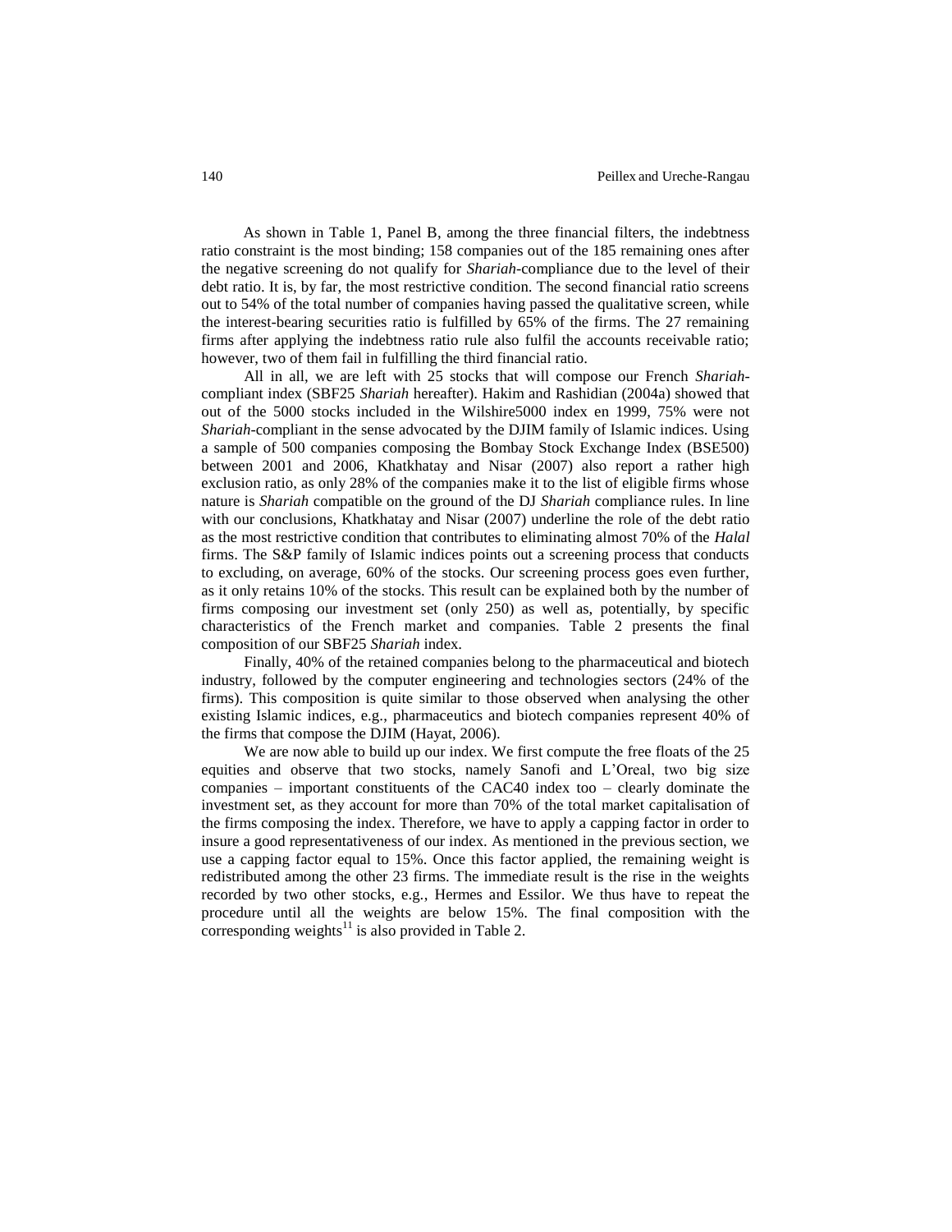As shown in Table 1, Panel B, among the three financial filters, the indebtness ratio constraint is the most binding; 158 companies out of the 185 remaining ones after the negative screening do not qualify for *Shariah*-compliance due to the level of their debt ratio. It is, by far, the most restrictive condition. The second financial ratio screens out to 54% of the total number of companies having passed the qualitative screen, while the interest-bearing securities ratio is fulfilled by 65% of the firms. The 27 remaining firms after applying the indebtness ratio rule also fulfil the accounts receivable ratio; however, two of them fail in fulfilling the third financial ratio.

All in all, we are left with 25 stocks that will compose our French *Shariah*-compliant index (SBF25 *Shariah* hereafter). Hakim and Rashidian (2004a) showed that out of the 5000 stocks included in the Wilshire5000 index en 1999, 75% were not *Shariah*-compliant in the sense advocated by the DJIM family of Islamic indices. Using a sample of 500 companies composing the Bombay Stock Exchange Index (BSE500) between 2001 and 2006, Khatkhatay and Nisar (2007) also report a rather high exclusion ratio, as only 28% of the companies make it to the list of eligible firms whose nature is *Shariah* compatible on the ground of the DJ *Shariah* compliance rules. In line with our conclusions, Khatkhatay and Nisar (2007) underline the role of the debt ratio as the most restrictive condition that contributes to eliminating almost 70% of the *Halal* firms. The S&P family of Islamic indices points out a screening process that conducts to excluding, on average, 60% of the stocks. Our screening process goes even further, as it only retains 10% of the stocks. This result can be explained both by the number of firms composing our investment set (only 250) as well as, potentially, by specific characteristics of the French market and companies. Table 2 presents the final composition of our SBF25 *Shariah* index.

Finally, 40% of the retained companies belong to the pharmaceutical and biotech industry, followed by the computer engineering and technologies sectors (24% of the firms). This composition is quite similar to those observed when analysing the other existing Islamic indices, e.g., pharmaceutics and biotech companies represent 40% of the firms that compose the DJIM (Hayat, 2006).

We are now able to build up our index. We first compute the free floats of the 25 equities and observe that two stocks, namely Sanofi and L'Oreal, two big size companies – important constituents of the CAC40 index too – clearly dominate the investment set, as they account for more than 70% of the total market capitalisation of the firms composing the index. Therefore, we have to apply a capping factor in order to insure a good representativeness of our index. As mentioned in the previous section, we use a capping factor equal to 15%. Once this factor applied, the remaining weight is redistributed among the other 23 firms. The immediate result is the rise in the weights recorded by two other stocks, e.g., Hermes and Essilor. We thus have to repeat the procedure until all the weights are below 15%. The final composition with the corresponding weights[11] is also provided in Table 2.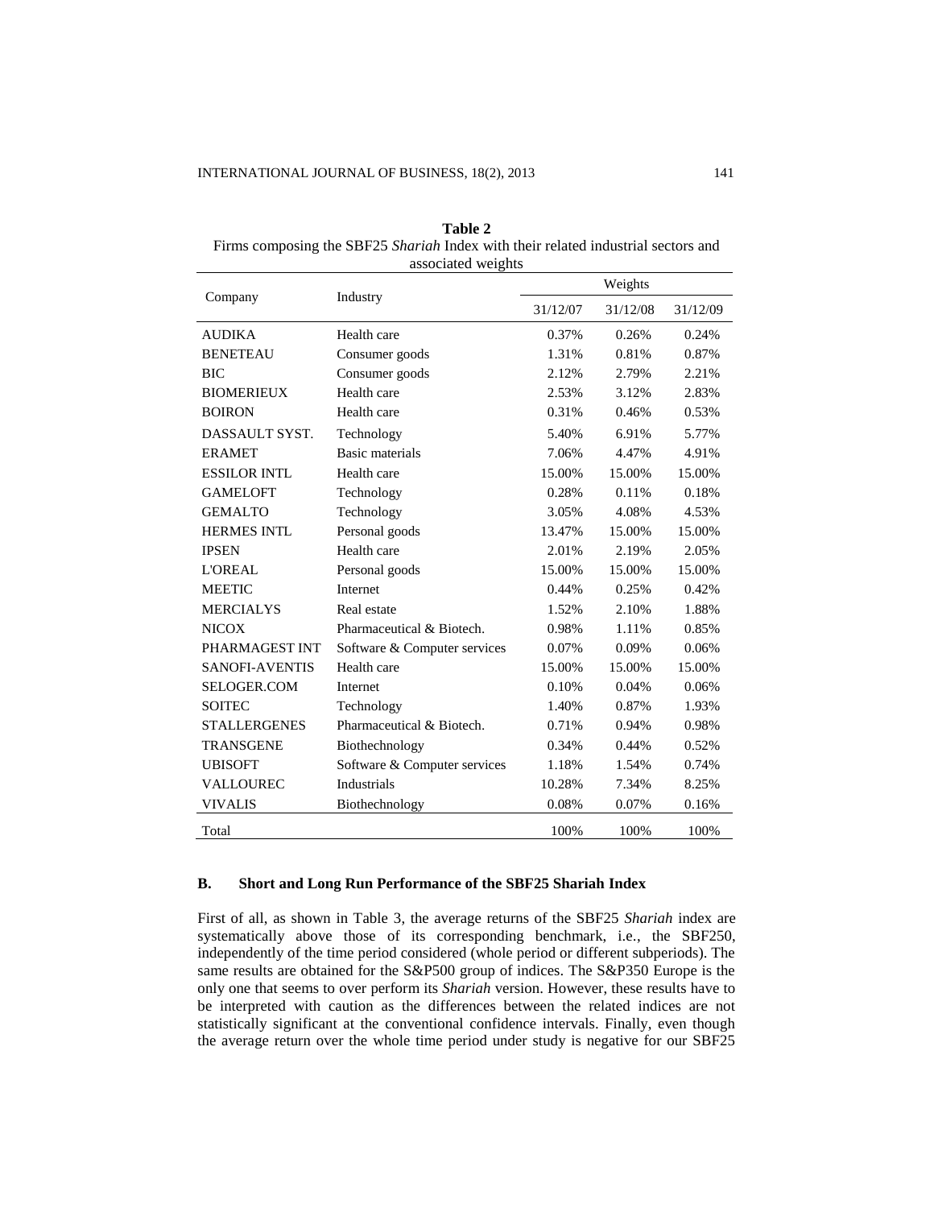**Table 2**
Firms composing the SBF25 *Shariah* Index with their related industrial sectors and associated weights

| Company | Industry | Weights | | |
|---|---|---|---|---|
| | | 31/12/07 | 31/12/08 | 31/12/09 |
| AUDIKA | Health care | 0.37% | 0.26% | 0.24% |
| BENETEAU | Consumer goods | 1.31% | 0.81% | 0.87% |
| BIC | Consumer goods | 2.12% | 2.79% | 2.21% |
| BIOMERIEUX | Health care | 2.53% | 3.12% | 2.83% |
| BOIRON | Health care | 0.31% | 0.46% | 0.53% |
| DASSAULT SYST. | Technology | 5.40% | 6.91% | 5.77% |
| ERAMET | Basic materials | 7.06% | 4.47% | 4.91% |
| ESSILOR INTL | Health care | 15.00% | 15.00% | 15.00% |
| GAMELOFT | Technology | 0.28% | 0.11% | 0.18% |
| GEMALTO | Technology | 3.05% | 4.08% | 4.53% |
| HERMES INTL | Personal goods | 13.47% | 15.00% | 15.00% |
| IPSEN | Health care | 2.01% | 2.19% | 2.05% |
| L'OREAL | Personal goods | 15.00% | 15.00% | 15.00% |
| MEETIC | Internet | 0.44% | 0.25% | 0.42% |
| MERCIALYS | Real estate | 1.52% | 2.10% | 1.88% |
| NICOX | Pharmaceutical & Biotech. | 0.98% | 1.11% | 0.85% |
| PHARMAGEST INT | Software & Computer services | 0.07% | 0.09% | 0.06% |
| SANOFI-AVENTIS | Health care | 15.00% | 15.00% | 15.00% |
| SELOGER.COM | Internet | 0.10% | 0.04% | 0.06% |
| SOITEC | Technology | 1.40% | 0.87% | 1.93% |
| STALLERGENES | Pharmaceutical & Biotech. | 0.71% | 0.94% | 0.98% |
| TRANSGENE | Biothechnology | 0.34% | 0.44% | 0.52% |
| UBISOFT | Software & Computer services | 1.18% | 1.54% | 0.74% |
| VALLOUREC | Industrials | 10.28% | 7.34% | 8.25% |
| VIVALIS | Biothechnology | 0.08% | 0.07% | 0.16% |
| Total | | 100% | 100% | 100% |

### B. Short and Long Run Performance of the SBF25 Shariah Index

First of all, as shown in Table 3, the average returns of the SBF25 *Shariah* index are systematically above those of its corresponding benchmark, i.e., the SBF250, independently of the time period considered (whole period or different subperiods). The same results are obtained for the S&P500 group of indices. The S&P350 Europe is the only one that seems to over perform its *Shariah* version. However, these results have to be interpreted with caution as the differences between the related indices are not statistically significant at the conventional confidence intervals. Finally, even though the average return over the whole time period under study is negative for our SBF25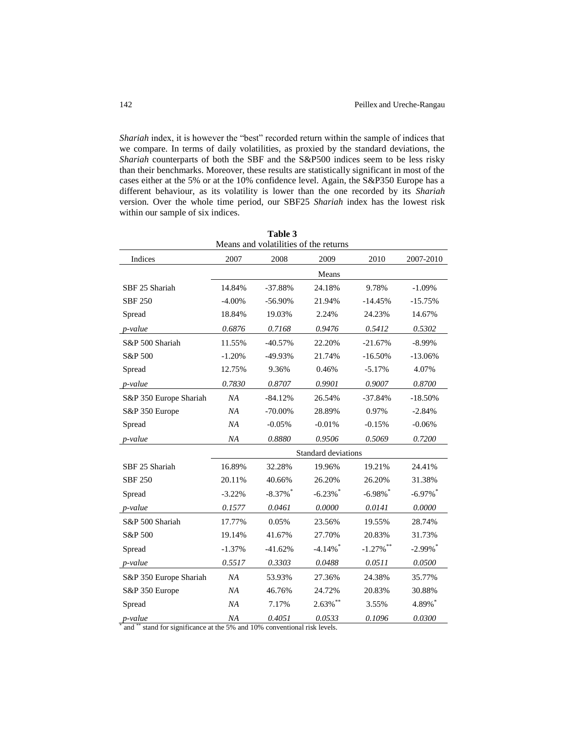*Shariah* index, it is however the "best" recorded return within the sample of indices that we compare. In terms of daily volatilities, as proxied by the standard deviations, the *Shariah* counterparts of both the SBF and the S&P500 indices seem to be less risky than their benchmarks. Moreover, these results are statistically significant in most of the cases either at the 5% or at the 10% confidence level. Again, the S&P350 Europe has a different behaviour, as its volatility is lower than the one recorded by its *Shariah* version. Over the whole time period, our SBF25 *Shariah* index has the lowest risk within our sample of six indices.

**Table 3**
Means and volatilities of the returns

| Indices | 2007 | 2008 | 2009 | 2010 | 2007-2010 |
|---|---|---|---|---|---|
| | | | Means | | |
| SBF 25 Shariah | 14.84% | -37.88% | 24.18% | 9.78% | -1.09% |
| SBF 250 | -4.00% | -56.90% | 21.94% | -14.45% | -15.75% |
| Spread | 18.84% | 19.03% | 2.24% | 24.23% | 14.67% |
| *p-value* | *0.6876* | *0.7168* | *0.9476* | *0.5412* | *0.5302* |
| S&P 500 Shariah | 11.55% | -40.57% | 22.20% | -21.67% | -8.99% |
| S&P 500 | -1.20% | -49.93% | 21.74% | -16.50% | -13.06% |
| Spread | 12.75% | 9.36% | 0.46% | -5.17% | 4.07% |
| *p-value* | *0.7830* | *0.8707* | *0.9901* | *0.9007* | *0.8700* |
| S&P 350 Europe Shariah | *NA* | -84.12% | 26.54% | -37.84% | -18.50% |
| S&P 350 Europe | *NA* | -70.00% | 28.89% | 0.97% | -2.84% |
| Spread | *NA* | -0.05% | -0.01% | -0.15% | -0.06% |
| *p-value* | *NA* | *0.8880* | *0.9506* | *0.5069* | *0.7200* |
| | | | Standard deviations | | |
| SBF 25 Shariah | 16.89% | 32.28% | 19.96% | 19.21% | 24.41% |
| SBF 250 | 20.11% | 40.66% | 26.20% | 26.20% | 31.38% |
| Spread | -3.22% | -8.37%* | -6.23%* | -6.98%* | -6.97%* |
| *p-value* | *0.1577* | *0.0461* | *0.0000* | *0.0141* | *0.0000* |
| S&P 500 Shariah | 17.77% | 0.05% | 23.56% | 19.55% | 28.74% |
| S&P 500 | 19.14% | 41.67% | 27.70% | 20.83% | 31.73% |
| Spread | -1.37% | -41.62% | -4.14%* | -1.27%** | -2.99%* |
| *p-value* | *0.5517* | *0.3303* | *0.0488* | *0.0511* | *0.0500* |
| S&P 350 Europe Shariah | *NA* | 53.93% | 27.36% | 24.38% | 35.77% |
| S&P 350 Europe | *NA* | 46.76% | 24.72% | 20.83% | 30.88% |
| Spread | *NA* | 7.17% | 2.63%** | 3.55% | 4.89%* |
| *p-value* | *NA* | *0.4051* | *0.0533* | *0.1096* | *0.0300* |

* and ** stand for significance at the 5% and 10% conventional risk levels.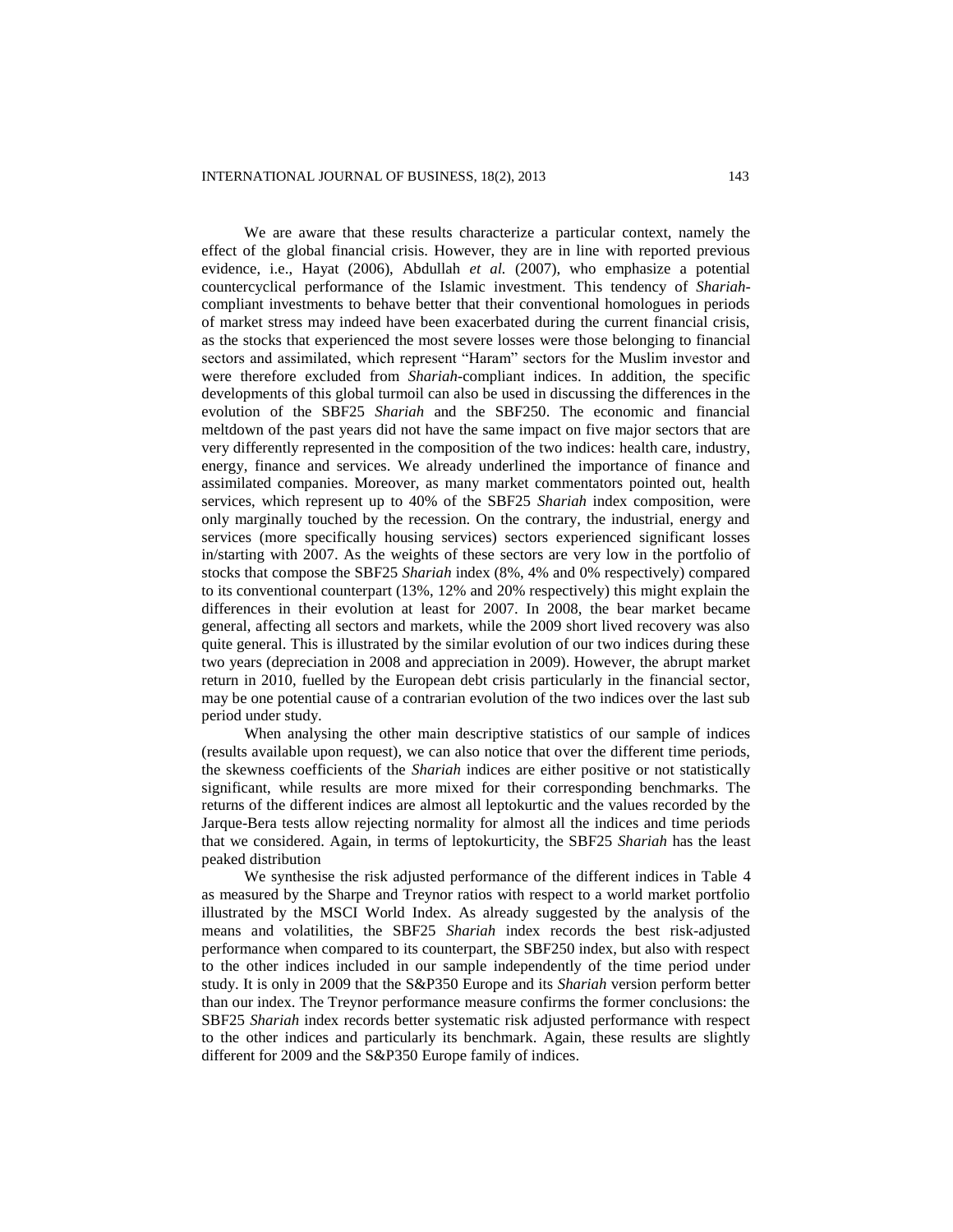We are aware that these results characterize a particular context, namely the effect of the global financial crisis. However, they are in line with reported previous evidence, i.e., Hayat (2006), Abdullah *et al.* (2007), who emphasize a potential countercyclical performance of the Islamic investment. This tendency of *Shariah*-compliant investments to behave better that their conventional homologues in periods of market stress may indeed have been exacerbated during the current financial crisis, as the stocks that experienced the most severe losses were those belonging to financial sectors and assimilated, which represent "Haram" sectors for the Muslim investor and were therefore excluded from *Shariah*-compliant indices. In addition, the specific developments of this global turmoil can also be used in discussing the differences in the evolution of the SBF25 *Shariah* and the SBF250. The economic and financial meltdown of the past years did not have the same impact on five major sectors that are very differently represented in the composition of the two indices: health care, industry, energy, finance and services. We already underlined the importance of finance and assimilated companies. Moreover, as many market commentators pointed out, health services, which represent up to 40% of the SBF25 *Shariah* index composition, were only marginally touched by the recession. On the contrary, the industrial, energy and services (more specifically housing services) sectors experienced significant losses in/starting with 2007. As the weights of these sectors are very low in the portfolio of stocks that compose the SBF25 *Shariah* index (8%, 4% and 0% respectively) compared to its conventional counterpart (13%, 12% and 20% respectively) this might explain the differences in their evolution at least for 2007. In 2008, the bear market became general, affecting all sectors and markets, while the 2009 short lived recovery was also quite general. This is illustrated by the similar evolution of our two indices during these two years (depreciation in 2008 and appreciation in 2009). However, the abrupt market return in 2010, fuelled by the European debt crisis particularly in the financial sector, may be one potential cause of a contrarian evolution of the two indices over the last sub period under study.

When analysing the other main descriptive statistics of our sample of indices (results available upon request), we can also notice that over the different time periods, the skewness coefficients of the *Shariah* indices are either positive or not statistically significant, while results are more mixed for their corresponding benchmarks. The returns of the different indices are almost all leptokurtic and the values recorded by the Jarque-Bera tests allow rejecting normality for almost all the indices and time periods that we considered. Again, in terms of leptokurticity, the SBF25 *Shariah* has the least peaked distribution

We synthesise the risk adjusted performance of the different indices in Table 4 as measured by the Sharpe and Treynor ratios with respect to a world market portfolio illustrated by the MSCI World Index. As already suggested by the analysis of the means and volatilities, the SBF25 *Shariah* index records the best risk-adjusted performance when compared to its counterpart, the SBF250 index, but also with respect to the other indices included in our sample independently of the time period under study. It is only in 2009 that the S&P350 Europe and its *Shariah* version perform better than our index. The Treynor performance measure confirms the former conclusions: the SBF25 *Shariah* index records better systematic risk adjusted performance with respect to the other indices and particularly its benchmark. Again, these results are slightly different for 2009 and the S&P350 Europe family of indices.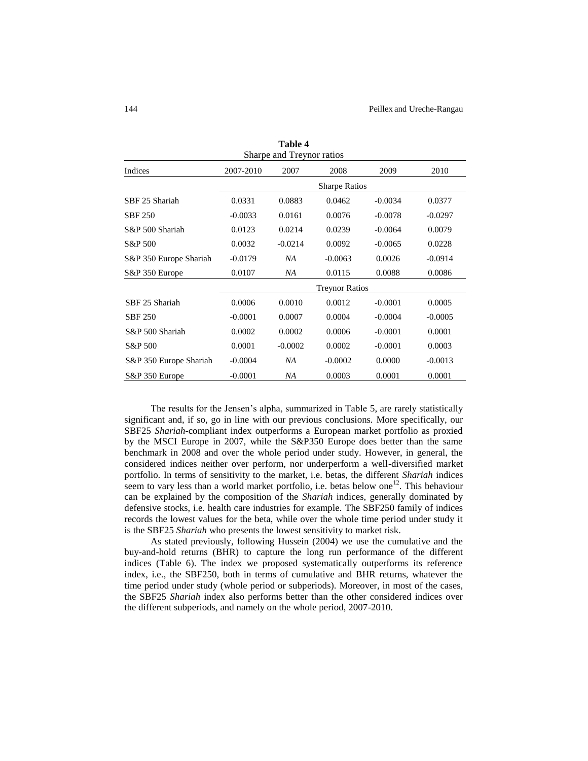**Table 4**
Sharpe and Treynor ratios

| Indices | 2007-2010 | 2007 | 2008 | 2009 | 2010 |
|---|---|---|---|---|---|
| | Sharpe Ratios | | | | |
| SBF 25 Shariah | 0.0331 | 0.0883 | 0.0462 | -0.0034 | 0.0377 |
| SBF 250 | -0.0033 | 0.0161 | 0.0076 | -0.0078 | -0.0297 |
| S&P 500 Shariah | 0.0123 | 0.0214 | 0.0239 | -0.0064 | 0.0079 |
| S&P 500 | 0.0032 | -0.0214 | 0.0092 | -0.0065 | 0.0228 |
| S&P 350 Europe Shariah | -0.0179 | *NA* | -0.0063 | 0.0026 | -0.0914 |
| S&P 350 Europe | 0.0107 | *NA* | 0.0115 | 0.0088 | 0.0086 |
| | Treynor Ratios | | | | |
| SBF 25 Shariah | 0.0006 | 0.0010 | 0.0012 | -0.0001 | 0.0005 |
| SBF 250 | -0.0001 | 0.0007 | 0.0004 | -0.0004 | -0.0005 |
| S&P 500 Shariah | 0.0002 | 0.0002 | 0.0006 | -0.0001 | 0.0001 |
| S&P 500 | 0.0001 | -0.0002 | 0.0002 | -0.0001 | 0.0003 |
| S&P 350 Europe Shariah | -0.0004 | *NA* | -0.0002 | 0.0000 | -0.0013 |
| S&P 350 Europe | -0.0001 | *NA* | 0.0003 | 0.0001 | 0.0001 |

The results for the Jensen's alpha, summarized in Table 5, are rarely statistically significant and, if so, go in line with our previous conclusions. More specifically, our SBF25 *Shariah*-compliant index outperforms a European market portfolio as proxied by the MSCI Europe in 2007, while the S&P350 Europe does better than the same benchmark in 2008 and over the whole period under study. However, in general, the considered indices neither over perform, nor underperform a well-diversified market portfolio. In terms of sensitivity to the market, i.e. betas, the different *Shariah* indices seem to vary less than a world market portfolio, i.e. betas below one[12]. This behaviour can be explained by the composition of the *Shariah* indices, generally dominated by defensive stocks, i.e. health care industries for example. The SBF250 family of indices records the lowest values for the beta, while over the whole time period under study it is the SBF25 *Shariah* who presents the lowest sensitivity to market risk.

As stated previously, following Hussein (2004) we use the cumulative and the buy-and-hold returns (BHR) to capture the long run performance of the different indices (Table 6). The index we proposed systematically outperforms its reference index, i.e., the SBF250, both in terms of cumulative and BHR returns, whatever the time period under study (whole period or subperiods). Moreover, in most of the cases, the SBF25 *Shariah* index also performs better than the other considered indices over the different subperiods, and namely on the whole period, 2007-2010.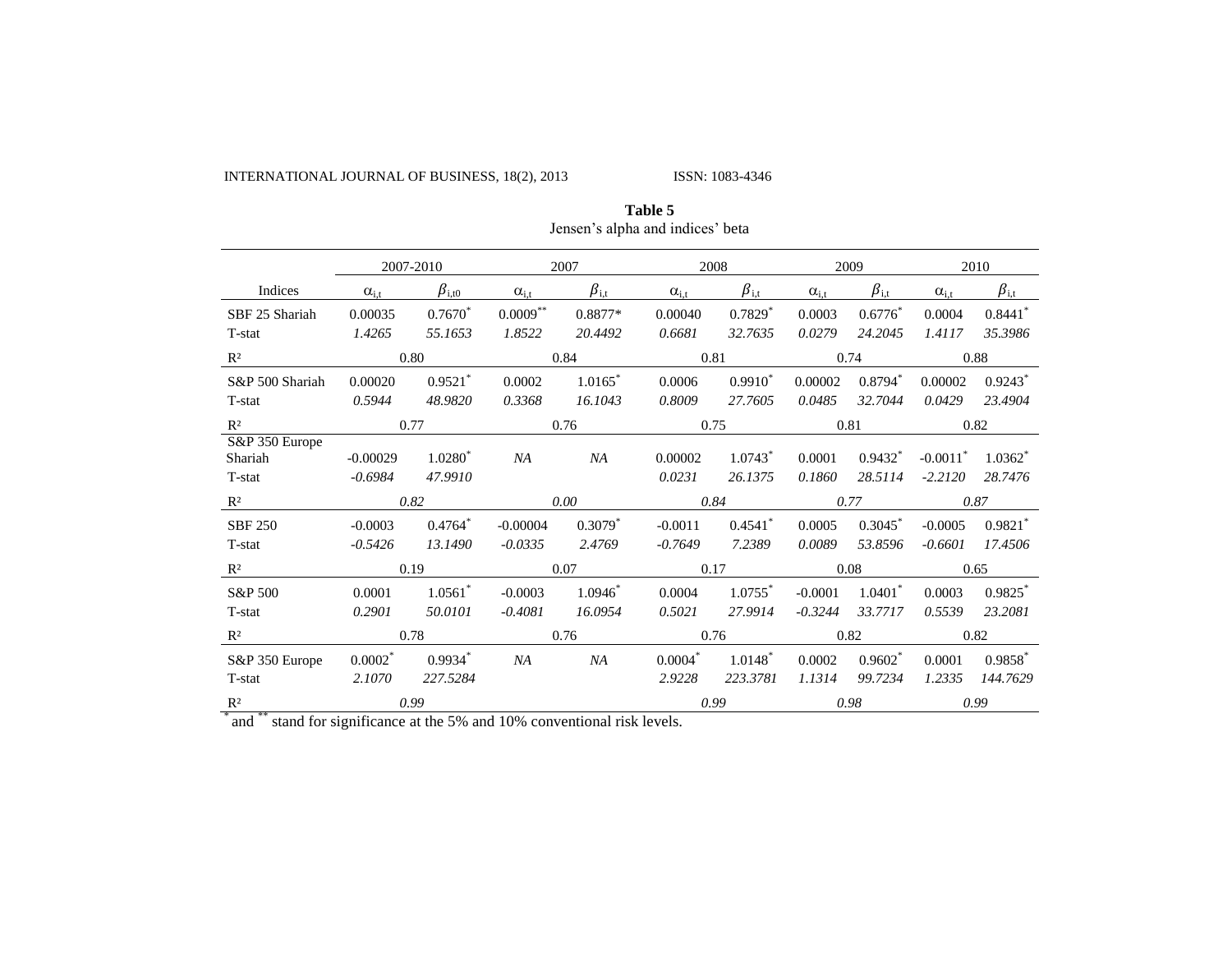**Table 5**
Jensen's alpha and indices' beta

| | 2007-2010 | | 2007 | | 2008 | | 2009 | | 2010 | |
|---|---|---|---|---|---|---|---|---|---|---|
| Indices | $\alpha_{i,t}$ | $\beta_{i,t0}$ | $\alpha_{i,t}$ | $\beta_{i,t}$ | $\alpha_{i,t}$ | $\beta_{i,t}$ | $\alpha_{i,t}$ | $\beta_{i,t}$ | $\alpha_{i,t}$ | $\beta_{i,t}$ |
| SBF 25 Shariah | 0.00035 | 0.7670* | 0.0009** | 0.8877* | 0.00040 | 0.7829* | 0.0003 | 0.6776* | 0.0004 | 0.8441* |
| T-stat | *1.4265* | *55.1653* | *1.8522* | *20.4492* | *0.6681* | *32.7635* | *0.0279* | *24.2045* | *1.4117* | *35.3986* |
| $R^2$ | 0.80 | | 0.84 | | 0.81 | | 0.74 | | 0.88 | |
| S&P 500 Shariah | 0.00020 | 0.9521* | 0.0002 | 1.0165* | 0.0006 | 0.9910* | 0.00002 | 0.8794* | 0.00002 | 0.9243* |
| T-stat | *0.5944* | *48.9820* | *0.3368* | *16.1043* | *0.8009* | *27.7605* | *0.0485* | *32.7044* | *0.0429* | *23.4904* |
| $R^2$ | 0.77 | | 0.76 | | 0.75 | | 0.81 | | 0.82 | |
| S&P 350 Europe Shariah | -0.00029 | 1.0280* | *NA* | *NA* | 0.00002 | 1.0743* | 0.0001 | 0.9432* | -0.0011* | 1.0362* |
| T-stat | *-0.6984* | *47.9910* | | | *0.0231* | *26.1375* | *0.1860* | *28.5114* | *-2.2120* | *28.7476* |
| $R^2$ | *0.82* | | *0.00* | | *0.84* | | *0.77* | | *0.87* | |
| SBF 250 | -0.0003 | 0.4764* | -0.00004 | 0.3079* | -0.0011 | 0.4541* | 0.0005 | 0.3045* | -0.0005 | 0.9821* |
| T-stat | *-0.5426* | *13.1490* | *-0.0335* | *2.4769* | *-0.7649* | *7.2389* | *0.0089* | *53.8596* | *-0.6601* | *17.4506* |
| $R^2$ | 0.19 | | 0.07 | | 0.17 | | 0.08 | | 0.65 | |
| S&P 500 | 0.0001 | 1.0561* | -0.0003 | 1.0946* | 0.0004 | 1.0755* | -0.0001 | 1.0401* | 0.0003 | 0.9825* |
| T-stat | *0.2901* | *50.0101* | *-0.4081* | *16.0954* | *0.5021* | *27.9914* | *-0.3244* | *33.7717* | *0.5539* | *23.2081* |
| $R^2$ | 0.78 | | 0.76 | | 0.76 | | 0.82 | | 0.82 | |
| S&P 350 Europe | 0.0002* | 0.9934* | *NA* | *NA* | 0.0004* | 1.0148* | 0.0002 | 0.9602* | 0.0001 | 0.9858* |
| T-stat | *2.1070* | *227.5284* | | | *2.9228* | *223.3781* | *1.1314* | *99.7234* | *1.2335* | *144.7629* |
| $R^2$ | *0.99* | | | | *0.99* | | *0.98* | | *0.99* | |

* and ** stand for significance at the 5% and 10% conventional risk levels.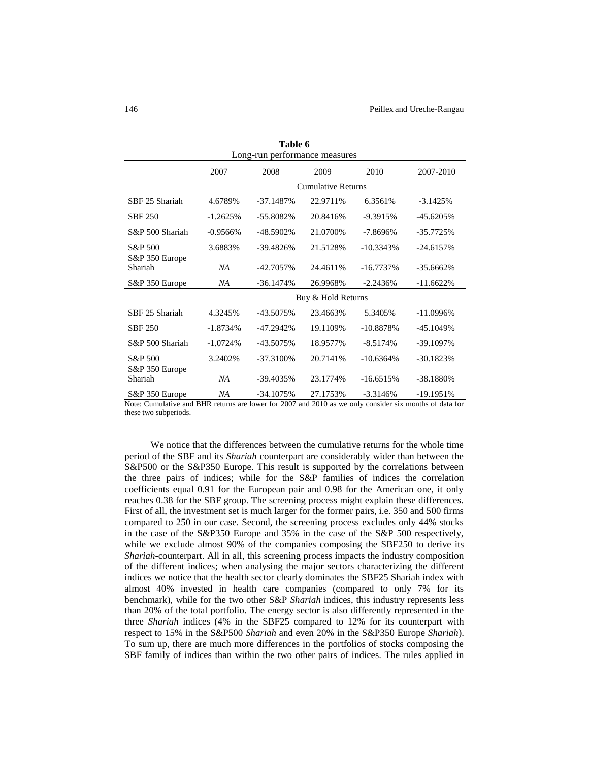**Table 6**
Long-run performance measures

| | 2007 | 2008 | 2009 | 2010 | 2007-2010 |
|---|---|---|---|---|---|
| | Cumulative Returns | | | | |
| SBF 25 Shariah | 4.6789% | -37.1487% | 22.9711% | 6.3561% | -3.1425% |
| SBF 250 | -1.2625% | -55.8082% | 20.8416% | -9.3915% | -45.6205% |
| S&P 500 Shariah | -0.9566% | -48.5902% | 21.0700% | -7.8696% | -35.7725% |
| S&P 500 | 3.6883% | -39.4826% | 21.5128% | -10.3343% | -24.6157% |
| S&P 350 Europe Shariah | *NA* | -42.7057% | 24.4611% | -16.7737% | -35.6662% |
| S&P 350 Europe | *NA* | -36.1474% | 26.9968% | -2.2436% | -11.6622% |
| | Buy & Hold Returns | | | | |
| SBF 25 Shariah | 4.3245% | -43.5075% | 23.4663% | 5.3405% | -11.0996% |
| SBF 250 | -1.8734% | -47.2942% | 19.1109% | -10.8878% | -45.1049% |
| S&P 500 Shariah | -1.0724% | -43.5075% | 18.9577% | -8.5174% | -39.1097% |
| S&P 500 | 3.2402% | -37.3100% | 20.7141% | -10.6364% | -30.1823% |
| S&P 350 Europe Shariah | *NA* | -39.4035% | 23.1774% | -16.6515% | -38.1880% |
| S&P 350 Europe | *NA* | -34.1075% | 27.1753% | -3.3146% | -19.1951% |

Note: Cumulative and BHR returns are lower for 2007 and 2010 as we only consider six months of data for these two subperiods.

We notice that the differences between the cumulative returns for the whole time period of the SBF and its *Shariah* counterpart are considerably wider than between the S&P500 or the S&P350 Europe. This result is supported by the correlations between the three pairs of indices; while for the S&P families of indices the correlation coefficients equal 0.91 for the European pair and 0.98 for the American one, it only reaches 0.38 for the SBF group. The screening process might explain these differences. First of all, the investment set is much larger for the former pairs, i.e. 350 and 500 firms compared to 250 in our case. Second, the screening process excludes only 44% stocks in the case of the S&P350 Europe and 35% in the case of the S&P 500 respectively, while we exclude almost 90% of the companies composing the SBF250 to derive its *Shariah*-counterpart. All in all, this screening process impacts the industry composition of the different indices; when analysing the major sectors characterizing the different indices we notice that the health sector clearly dominates the SBF25 Shariah index with almost 40% invested in health care companies (compared to only 7% for its benchmark), while for the two other S&P *Shariah* indices, this industry represents less than 20% of the total portfolio. The energy sector is also differently represented in the three *Shariah* indices (4% in the SBF25 compared to 12% for its counterpart with respect to 15% in the S&P500 *Shariah* and even 20% in the S&P350 Europe *Shariah*). To sum up, there are much more differences in the portfolios of stocks composing the SBF family of indices than within the two other pairs of indices. The rules applied in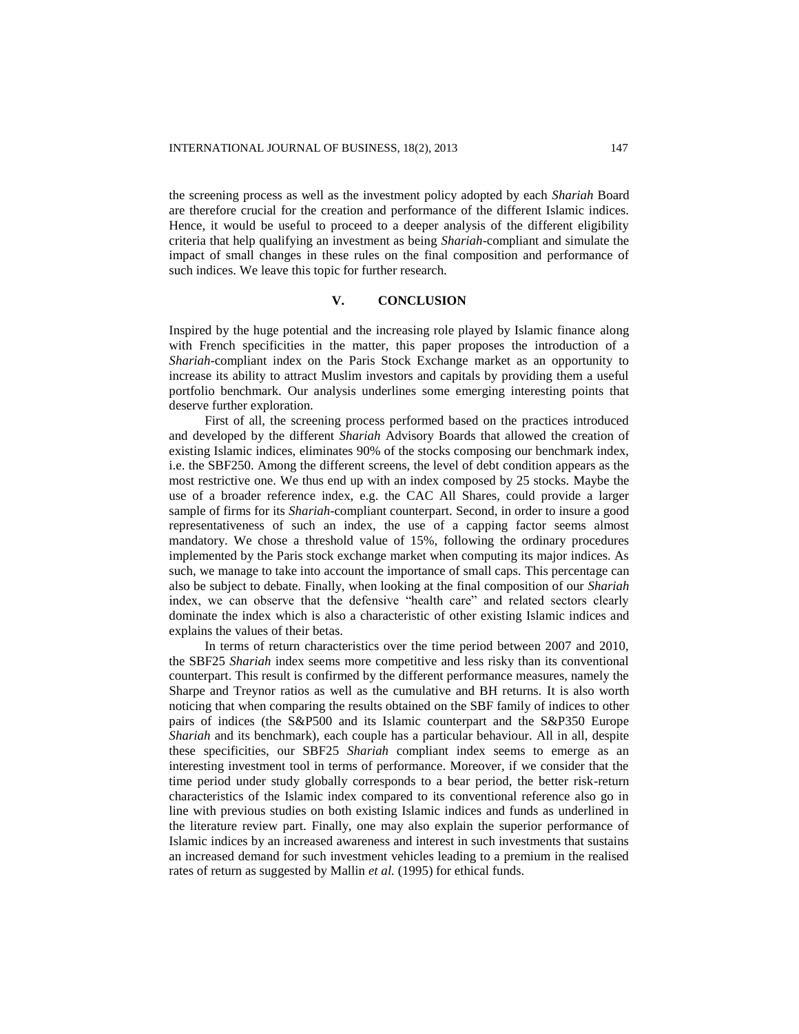the screening process as well as the investment policy adopted by each *Shariah* Board are therefore crucial for the creation and performance of the different Islamic indices. Hence, it would be useful to proceed to a deeper analysis of the different eligibility criteria that help qualifying an investment as being *Shariah*-compliant and simulate the impact of small changes in these rules on the final composition and performance of such indices. We leave this topic for further research.

## V. CONCLUSION

Inspired by the huge potential and the increasing role played by Islamic finance along with French specificities in the matter, this paper proposes the introduction of a *Shariah*-compliant index on the Paris Stock Exchange market as an opportunity to increase its ability to attract Muslim investors and capitals by providing them a useful portfolio benchmark. Our analysis underlines some emerging interesting points that deserve further exploration.

First of all, the screening process performed based on the practices introduced and developed by the different *Shariah* Advisory Boards that allowed the creation of existing Islamic indices, eliminates 90% of the stocks composing our benchmark index, i.e. the SBF250. Among the different screens, the level of debt condition appears as the most restrictive one. We thus end up with an index composed by 25 stocks. Maybe the use of a broader reference index, e.g. the CAC All Shares, could provide a larger sample of firms for its *Shariah*-compliant counterpart. Second, in order to insure a good representativeness of such an index, the use of a capping factor seems almost mandatory. We chose a threshold value of 15%, following the ordinary procedures implemented by the Paris stock exchange market when computing its major indices. As such, we manage to take into account the importance of small caps. This percentage can also be subject to debate. Finally, when looking at the final composition of our *Shariah* index, we can observe that the defensive "health care" and related sectors clearly dominate the index which is also a characteristic of other existing Islamic indices and explains the values of their betas.

In terms of return characteristics over the time period between 2007 and 2010, the SBF25 *Shariah* index seems more competitive and less risky than its conventional counterpart. This result is confirmed by the different performance measures, namely the Sharpe and Treynor ratios as well as the cumulative and BH returns. It is also worth noticing that when comparing the results obtained on the SBF family of indices to other pairs of indices (the S&P500 and its Islamic counterpart and the S&P350 Europe *Shariah* and its benchmark), each couple has a particular behaviour. All in all, despite these specificities, our SBF25 *Shariah* compliant index seems to emerge as an interesting investment tool in terms of performance. Moreover, if we consider that the time period under study globally corresponds to a bear period, the better risk-return characteristics of the Islamic index compared to its conventional reference also go in line with previous studies on both existing Islamic indices and funds as underlined in the literature review part. Finally, one may also explain the superior performance of Islamic indices by an increased awareness and interest in such investments that sustains an increased demand for such investment vehicles leading to a premium in the realised rates of return as suggested by Mallin *et al.* (1995) for ethical funds.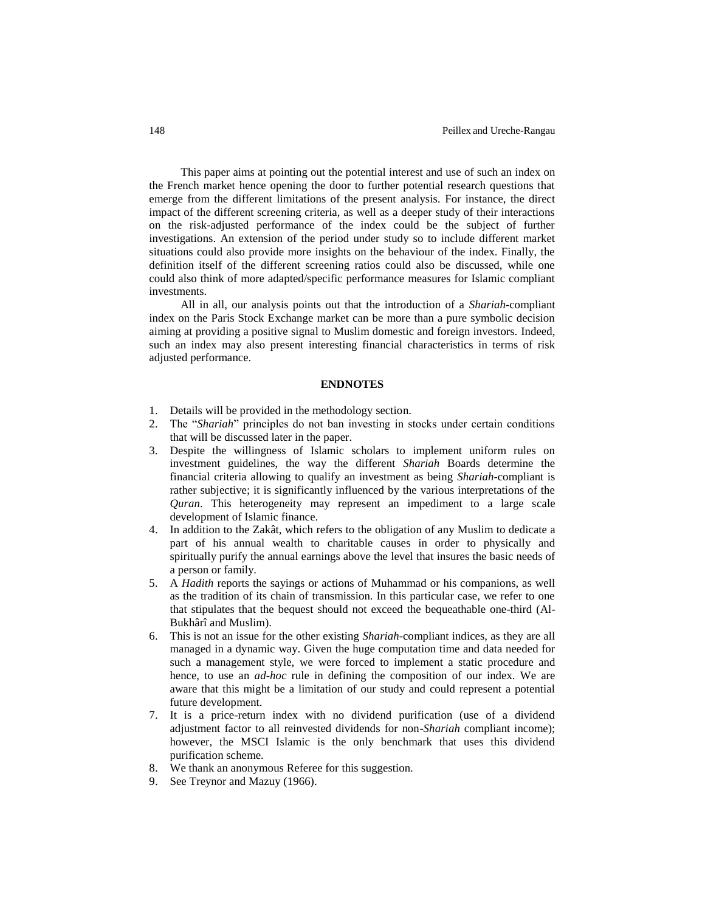This paper aims at pointing out the potential interest and use of such an index on the French market hence opening the door to further potential research questions that emerge from the different limitations of the present analysis. For instance, the direct impact of the different screening criteria, as well as a deeper study of their interactions on the risk-adjusted performance of the index could be the subject of further investigations. An extension of the period under study so to include different market situations could also provide more insights on the behaviour of the index. Finally, the definition itself of the different screening ratios could also be discussed, while one could also think of more adapted/specific performance measures for Islamic compliant investments.

All in all, our analysis points out that the introduction of a *Shariah*-compliant index on the Paris Stock Exchange market can be more than a pure symbolic decision aiming at providing a positive signal to Muslim domestic and foreign investors. Indeed, such an index may also present interesting financial characteristics in terms of risk adjusted performance.

## ENDNOTES

1. Details will be provided in the methodology section.
2. The "*Shariah*" principles do not ban investing in stocks under certain conditions that will be discussed later in the paper.
3. Despite the willingness of Islamic scholars to implement uniform rules on investment guidelines, the way the different *Shariah* Boards determine the financial criteria allowing to qualify an investment as being *Shariah*-compliant is rather subjective; it is significantly influenced by the various interpretations of the *Quran*. This heterogeneity may represent an impediment to a large scale development of Islamic finance.
4. In addition to the Zakât, which refers to the obligation of any Muslim to dedicate a part of his annual wealth to charitable causes in order to physically and spiritually purify the annual earnings above the level that insures the basic needs of a person or family.
5. A *Hadith* reports the sayings or actions of Muhammad or his companions, as well as the tradition of its chain of transmission. In this particular case, we refer to one that stipulates that the bequest should not exceed the bequeathable one-third (Al-Bukhârî and Muslim).
6. This is not an issue for the other existing *Shariah*-compliant indices, as they are all managed in a dynamic way. Given the huge computation time and data needed for such a management style, we were forced to implement a static procedure and hence, to use an *ad-hoc* rule in defining the composition of our index. We are aware that this might be a limitation of our study and could represent a potential future development.
7. It is a price-return index with no dividend purification (use of a dividend adjustment factor to all reinvested dividends for non-*Shariah* compliant income); however, the MSCI Islamic is the only benchmark that uses this dividend purification scheme.
8. We thank an anonymous Referee for this suggestion.
9. See Treynor and Mazuy (1966).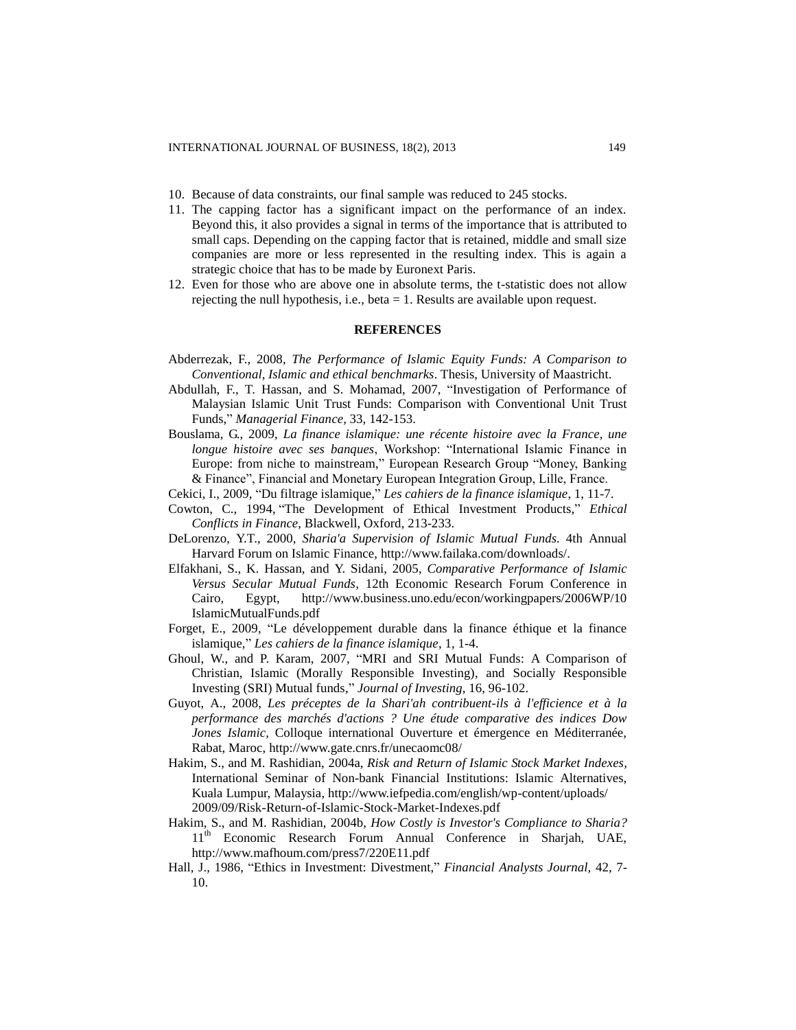10. Because of data constraints, our final sample was reduced to 245 stocks.
11. The capping factor has a significant impact on the performance of an index. Beyond this, it also provides a signal in terms of the importance that is attributed to small caps. Depending on the capping factor that is retained, middle and small size companies are more or less represented in the resulting index. This is again a strategic choice that has to be made by Euronext Paris.
12. Even for those who are above one in absolute terms, the t-statistic does not allow rejecting the null hypothesis, i.e., beta = 1. Results are available upon request.

## REFERENCES

Abderrezak, F., 2008, *The Performance of Islamic Equity Funds: A Comparison to Conventional, Islamic and ethical benchmarks*. Thesis, University of Maastricht.

Abdullah, F., T. Hassan, and S. Mohamad, 2007, "Investigation of Performance of Malaysian Islamic Unit Trust Funds: Comparison with Conventional Unit Trust Funds," *Managerial Finance*, 33, 142-153.

Bouslama, G., 2009, *La finance islamique: une récente histoire avec la France, une longue histoire avec ses banques*, Workshop: "International Islamic Finance in Europe: from niche to mainstream," European Research Group "Money, Banking & Finance", Financial and Monetary European Integration Group, Lille, France.

Cekici, I., 2009, "Du filtrage islamique," *Les cahiers de la finance islamique*, 1, 11-7.

Cowton, C., 1994, "The Development of Ethical Investment Products," *Ethical Conflicts in Finance*, Blackwell, Oxford, 213-233.

DeLorenzo, Y.T., 2000, *Sharia'a Supervision of Islamic Mutual Funds*. 4th Annual Harvard Forum on Islamic Finance, http://www.failaka.com/downloads/.

Elfakhani, S., K. Hassan, and Y. Sidani, 2005, *Comparative Performance of Islamic Versus Secular Mutual Funds*, 12th Economic Research Forum Conference in Cairo, Egypt, http://www.business.uno.edu/econ/workingpapers/2006WP/10 IslamicMutualFunds.pdf

Forget, E., 2009, "Le développement durable dans la finance éthique et la finance islamique," *Les cahiers de la finance islamique*, 1, 1-4.

Ghoul, W., and P. Karam, 2007, "MRI and SRI Mutual Funds: A Comparison of Christian, Islamic (Morally Responsible Investing), and Socially Responsible Investing (SRI) Mutual funds," *Journal of Investing*, 16, 96-102.

Guyot, A., 2008, *Les préceptes de la Shari'ah contribuent-ils à l'efficience et à la performance des marchés d'actions ? Une étude comparative des indices Dow Jones Islamic*, Colloque international Ouverture et émergence en Méditerranée, Rabat, Maroc, http://www.gate.cnrs.fr/unecaomc08/

Hakim, S., and M. Rashidian, 2004a, *Risk and Return of Islamic Stock Market Indexes*, International Seminar of Non-bank Financial Institutions: Islamic Alternatives, Kuala Lumpur, Malaysia, http://www.iefpedia.com/english/wp-content/uploads/2009/09/Risk-Return-of-Islamic-Stock-Market-Indexes.pdf

Hakim, S., and M. Rashidian, 2004b, *How Costly is Investor's Compliance to Sharia?* 11th Economic Research Forum Annual Conference in Sharjah, UAE, http://www.mafhoum.com/press7/220E11.pdf

Hall, J., 1986, "Ethics in Investment: Divestment," *Financial Analysts Journal*, 42, 7-10.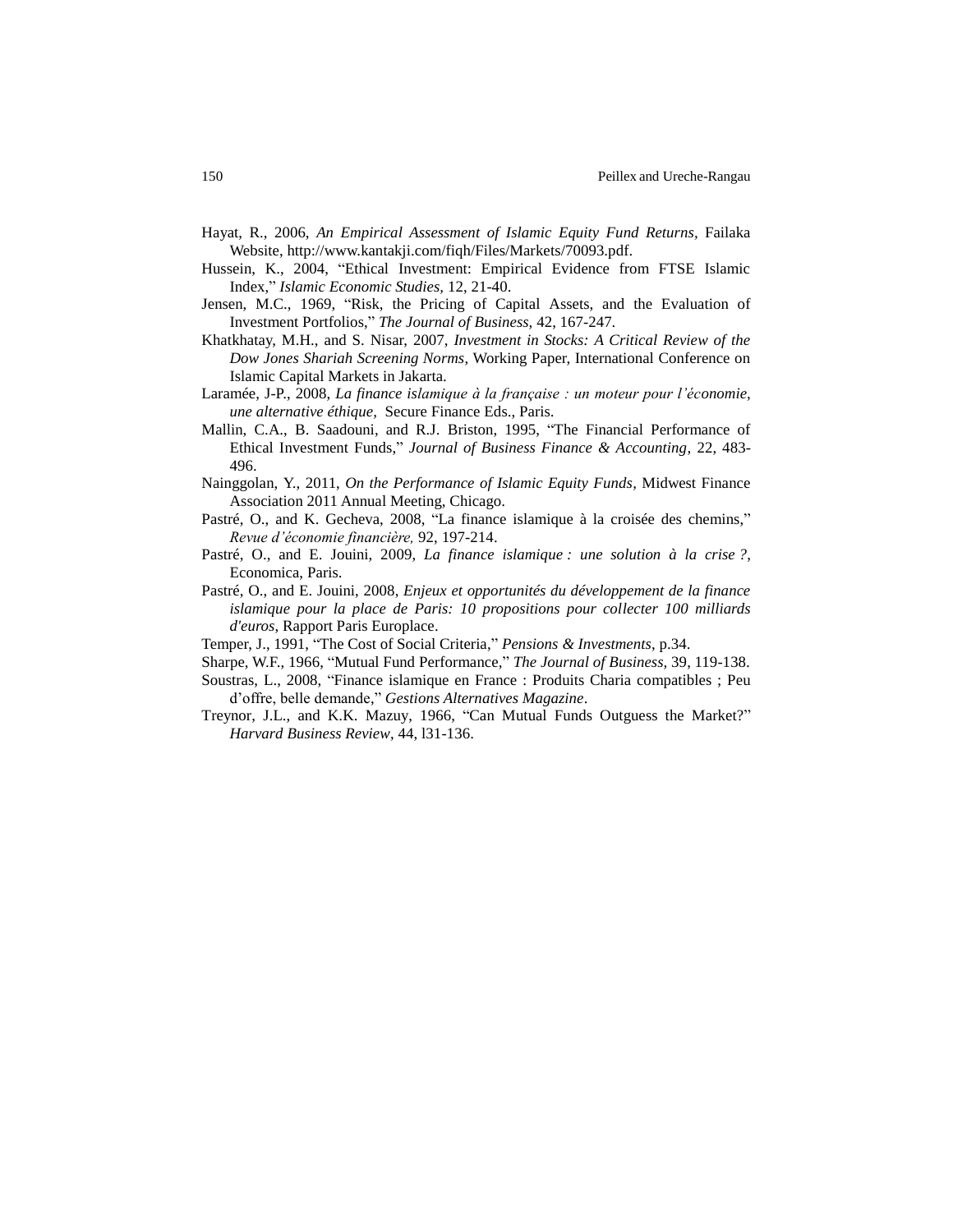Hayat, R., 2006, *An Empirical Assessment of Islamic Equity Fund Returns*, Failaka Website, http://www.kantakji.com/fiqh/Files/Markets/70093.pdf.

Hussein, K., 2004, "Ethical Investment: Empirical Evidence from FTSE Islamic Index," *Islamic Economic Studies,* 12, 21-40.

Jensen, M.C., 1969, "Risk, the Pricing of Capital Assets, and the Evaluation of Investment Portfolios," *The Journal of Business,* 42, 167-247.

Khatkhatay, M.H., and S. Nisar, 2007, *Investment in Stocks: A Critical Review of the Dow Jones Shariah Screening Norms*, Working Paper, International Conference on Islamic Capital Markets in Jakarta.

Laramée, J-P., 2008, *La finance islamique à la française : un moteur pour l'économie, une alternative éthique,* Secure Finance Eds., Paris.

Mallin, C.A., B. Saadouni, and R.J. Briston, 1995, "The Financial Performance of Ethical Investment Funds," *Journal of Business Finance & Accounting*, 22, 483-496.

Nainggolan, Y., 2011, *On the Performance of Islamic Equity Funds,* Midwest Finance Association 2011 Annual Meeting, Chicago.

Pastré, O., and K. Gecheva, 2008, "La finance islamique à la croisée des chemins," *Revue d'économie financière,* 92, 197-214.

Pastré, O., and E. Jouini, 2009, *La finance islamique : une solution à la crise ?*, Economica, Paris.

Pastré, O., and E. Jouini, 2008, *Enjeux et opportunités du développement de la finance islamique pour la place de Paris: 10 propositions pour collecter 100 milliards d'euros,* Rapport Paris Europlace.

Temper, J., 1991, "The Cost of Social Criteria," *Pensions & Investments*, p.34.

Sharpe, W.F., 1966, "Mutual Fund Performance," *The Journal of Business*, 39, 119-138.

Soustras, L., 2008, "Finance islamique en France : Produits Charia compatibles ; Peu d'offre, belle demande," *Gestions Alternatives Magazine*.

Treynor, J.L., and K.K. Mazuy, 1966, "Can Mutual Funds Outguess the Market?" *Harvard Business Review*, 44, l31-136.